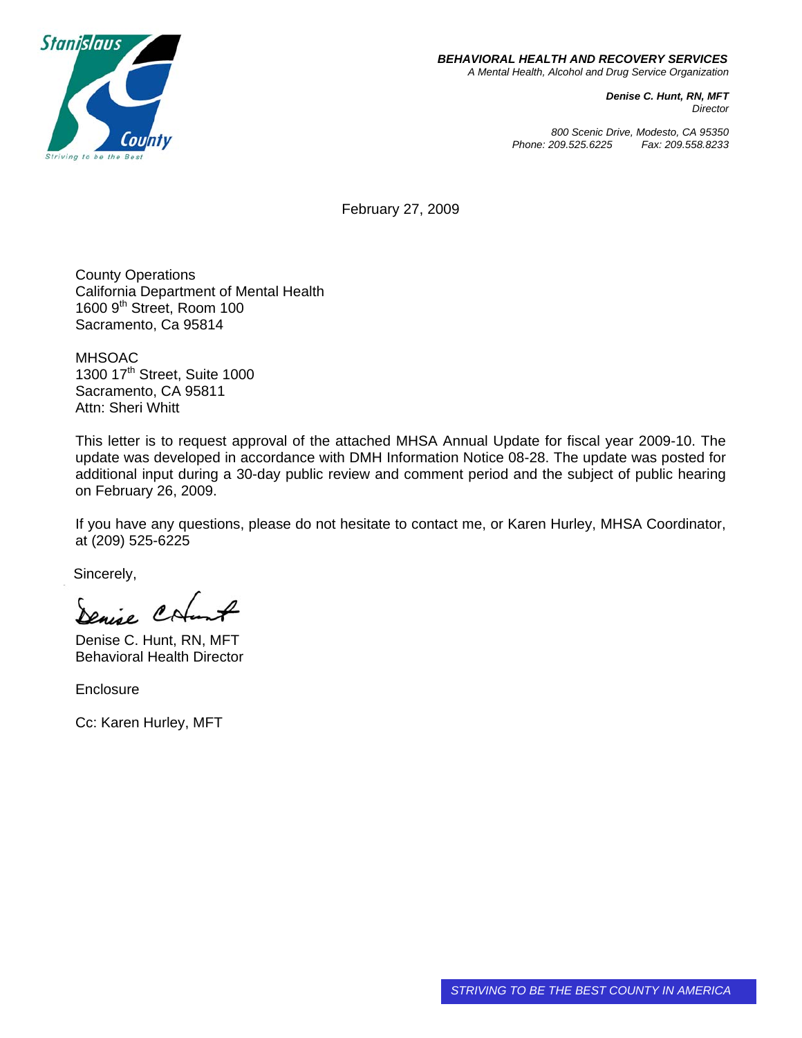**BEHAVIORAL HEALTH AND RECOVERY SERVICES**
*A Mental Health, Alcohol and Drug Service Organization*

***Denise C. Hunt, RN, MFT***
*Director*

*800 Scenic Drive, Modesto, CA 95350*
*Phone: 209.525.6225 Fax: 209.558.8233*

February 27, 2009

County Operations
California Department of Mental Health
1600 9th Street, Room 100
Sacramento, Ca 95814

MHSOAC
1300 17th Street, Suite 1000
Sacramento, CA 95811
Attn: Sheri Whitt

This letter is to request approval of the attached MHSA Annual Update for fiscal year 2009-10. The update was developed in accordance with DMH Information Notice 08-28. The update was posted for additional input during a 30-day public review and comment period and the subject of public hearing on February 26, 2009.

If you have any questions, please do not hesitate to contact me, or Karen Hurley, MHSA Coordinator, at (209) 525-6225

Sincerely,

Denise C. Hunt, RN, MFT
Behavioral Health Director

Enclosure

Cc: Karen Hurley, MFT

*STRIVING TO BE THE BEST COUNTY IN AMERICA*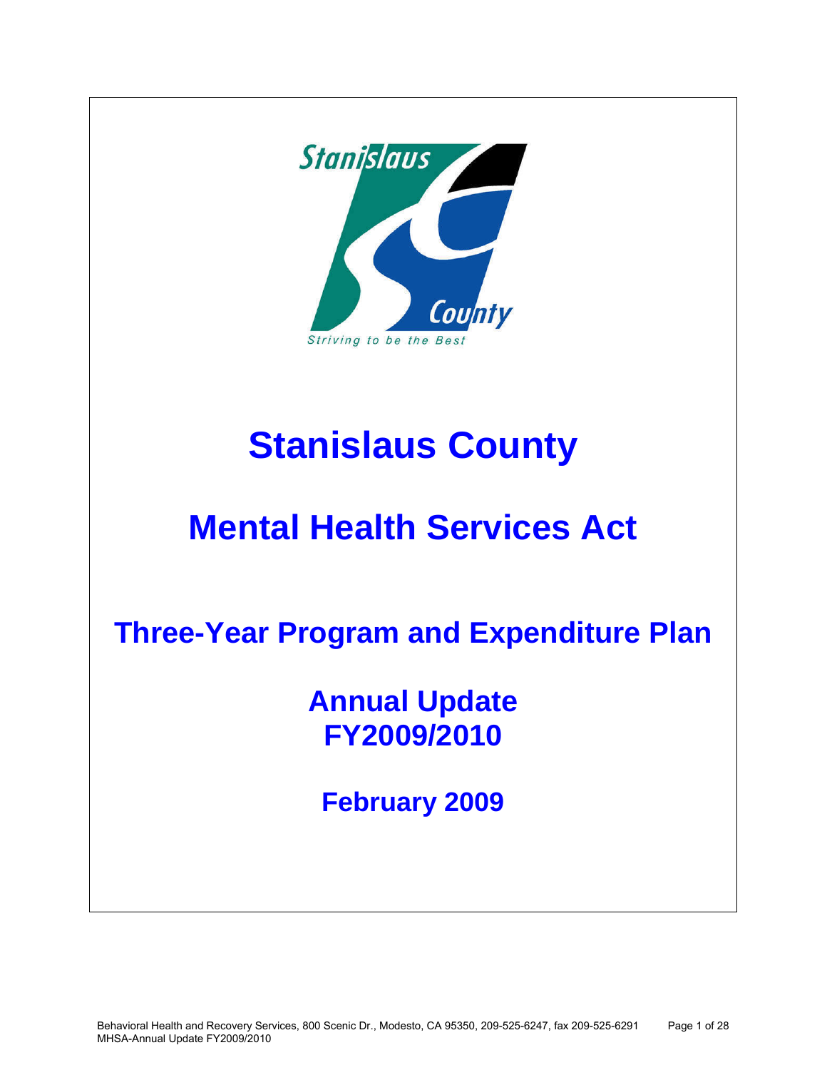# Stanislaus County

# Mental Health Services Act

## Three-Year Program and Expenditure Plan

## Annual Update FY2009/2010

### February 2009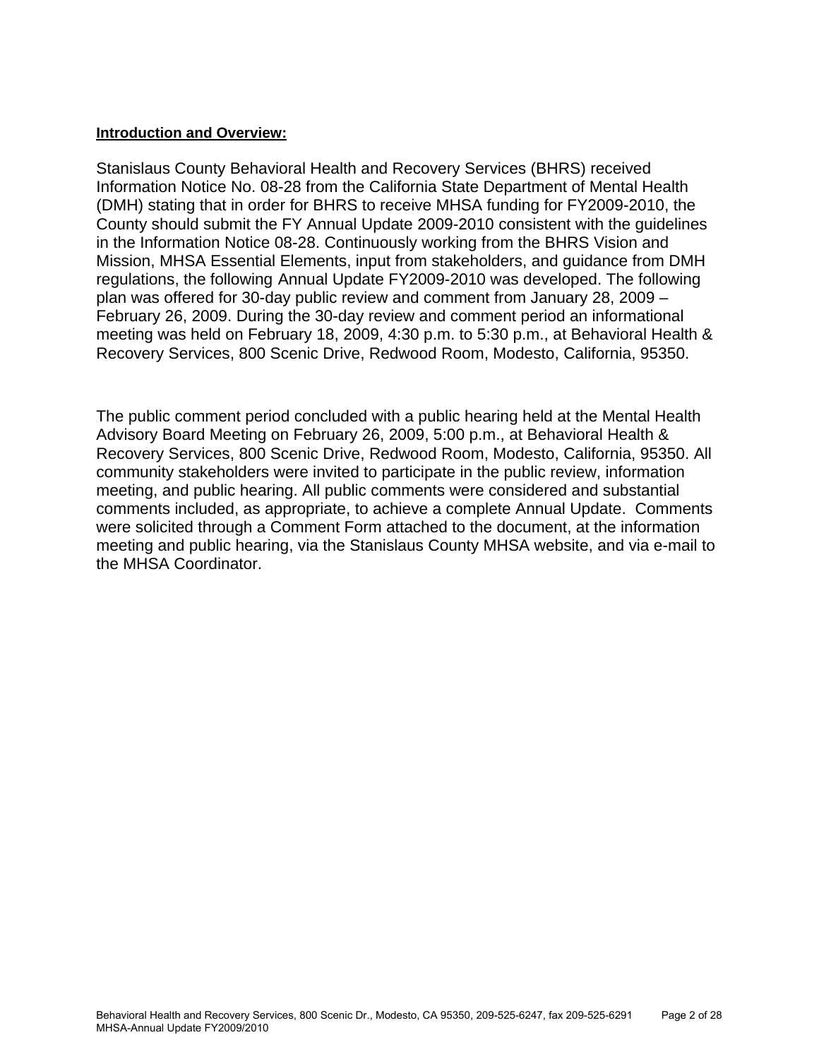**Introduction and Overview:**

Stanislaus County Behavioral Health and Recovery Services (BHRS) received Information Notice No. 08-28 from the California State Department of Mental Health (DMH) stating that in order for BHRS to receive MHSA funding for FY2009-2010, the County should submit the FY Annual Update 2009-2010 consistent with the guidelines in the Information Notice 08-28. Continuously working from the BHRS Vision and Mission, MHSA Essential Elements, input from stakeholders, and guidance from DMH regulations, the following Annual Update FY2009-2010 was developed. The following plan was offered for 30-day public review and comment from January 28, 2009 – February 26, 2009. During the 30-day review and comment period an informational meeting was held on February 18, 2009, 4:30 p.m. to 5:30 p.m., at Behavioral Health & Recovery Services, 800 Scenic Drive, Redwood Room, Modesto, California, 95350.

The public comment period concluded with a public hearing held at the Mental Health Advisory Board Meeting on February 26, 2009, 5:00 p.m., at Behavioral Health & Recovery Services, 800 Scenic Drive, Redwood Room, Modesto, California, 95350. All community stakeholders were invited to participate in the public review, information meeting, and public hearing. All public comments were considered and substantial comments included, as appropriate, to achieve a complete Annual Update. Comments were solicited through a Comment Form attached to the document, at the information meeting and public hearing, via the Stanislaus County MHSA website, and via e-mail to the MHSA Coordinator.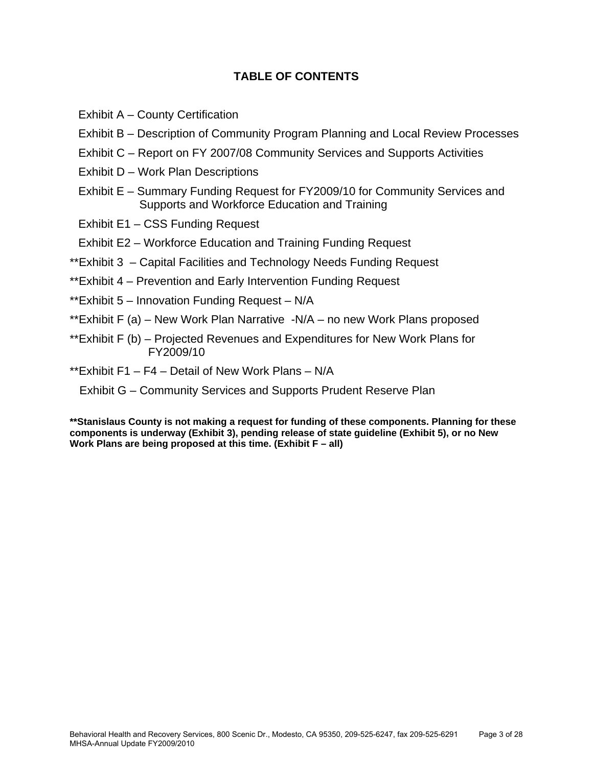# TABLE OF CONTENTS

Exhibit A – County Certification

Exhibit B – Description of Community Program Planning and Local Review Processes

Exhibit C – Report on FY 2007/08 Community Services and Supports Activities

Exhibit D – Work Plan Descriptions

Exhibit E – Summary Funding Request for FY2009/10 for Community Services and Supports and Workforce Education and Training

Exhibit E1 – CSS Funding Request

Exhibit E2 – Workforce Education and Training Funding Request

**Exhibit 3 – Capital Facilities and Technology Needs Funding Request

**Exhibit 4 – Prevention and Early Intervention Funding Request

**Exhibit 5 – Innovation Funding Request – N/A

**Exhibit F (a) – New Work Plan Narrative -N/A – no new Work Plans proposed

**Exhibit F (b) – Projected Revenues and Expenditures for New Work Plans for FY2009/10

**Exhibit F1 – F4 – Detail of New Work Plans – N/A

Exhibit G – Community Services and Supports Prudent Reserve Plan

****Stanislaus County is not making a request for funding of these components. Planning for these components is underway (Exhibit 3), pending release of state guideline (Exhibit 5), or no New Work Plans are being proposed at this time. (Exhibit F – all)**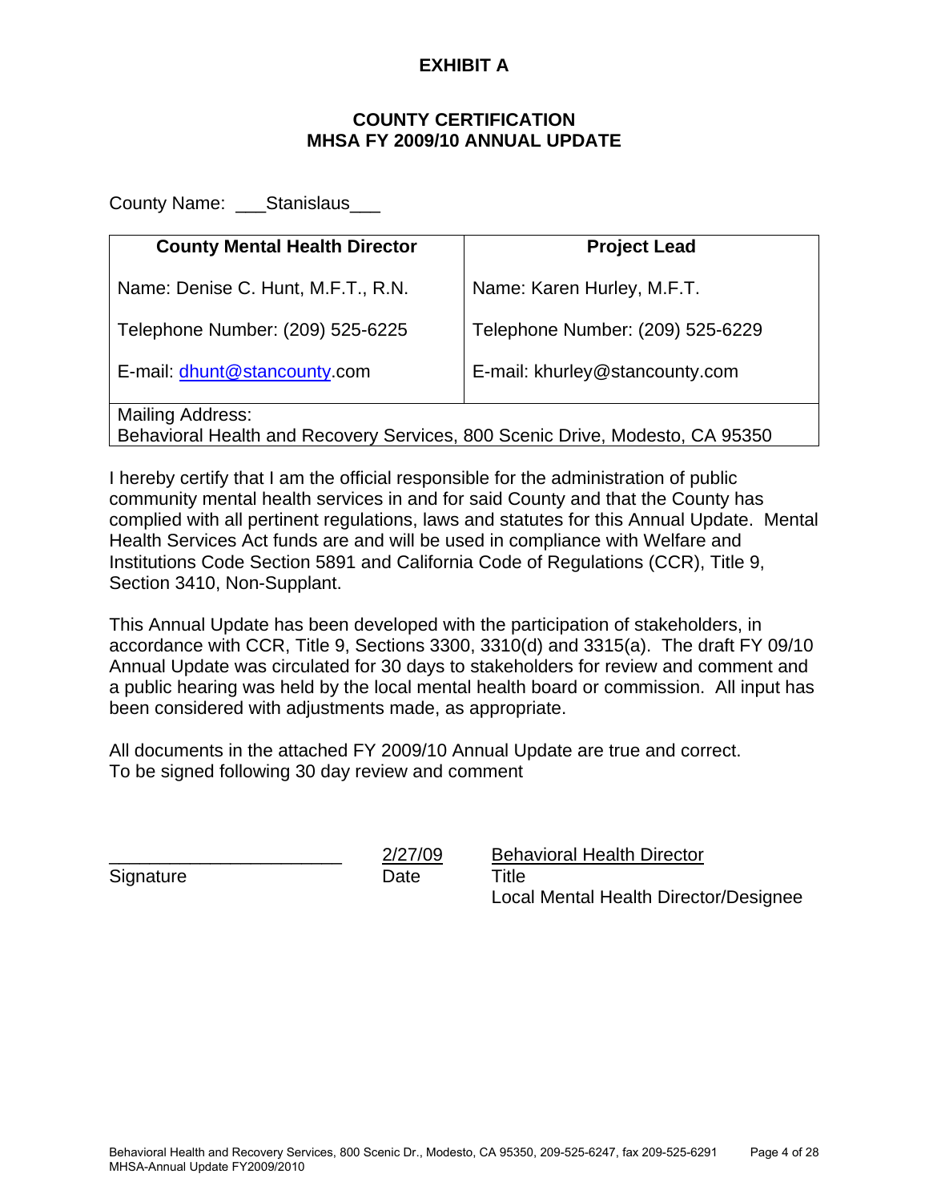# EXHIBIT A

## COUNTY CERTIFICATION
## MHSA FY 2009/10 ANNUAL UPDATE

County Name: ___Stanislaus___

| County Mental Health Director | Project Lead |
|---|---|
| Name: Denise C. Hunt, M.F.T., R.N. | Name: Karen Hurley, M.F.T. |
| Telephone Number: (209) 525-6225 | Telephone Number: (209) 525-6229 |
| E-mail: dhunt@stancounty.com | E-mail: khurley@stancounty.com |
| Mailing Address: Behavioral Health and Recovery Services, 800 Scenic Drive, Modesto, CA 95350 | |

I hereby certify that I am the official responsible for the administration of public community mental health services in and for said County and that the County has complied with all pertinent regulations, laws and statutes for this Annual Update. Mental Health Services Act funds are and will be used in compliance with Welfare and Institutions Code Section 5891 and California Code of Regulations (CCR), Title 9, Section 3410, Non-Supplant.

This Annual Update has been developed with the participation of stakeholders, in accordance with CCR, Title 9, Sections 3300, 3310(d) and 3315(a). The draft FY 09/10 Annual Update was circulated for 30 days to stakeholders for review and comment and a public hearing was held by the local mental health board or commission. All input has been considered with adjustments made, as appropriate.

All documents in the attached FY 2009/10 Annual Update are true and correct.
To be signed following 30 day review and comment

| ______________________ | 2/27/09 | Behavioral Health Director |
|---|---|---|
| Signature | Date | Title<br>Local Mental Health Director/Designee |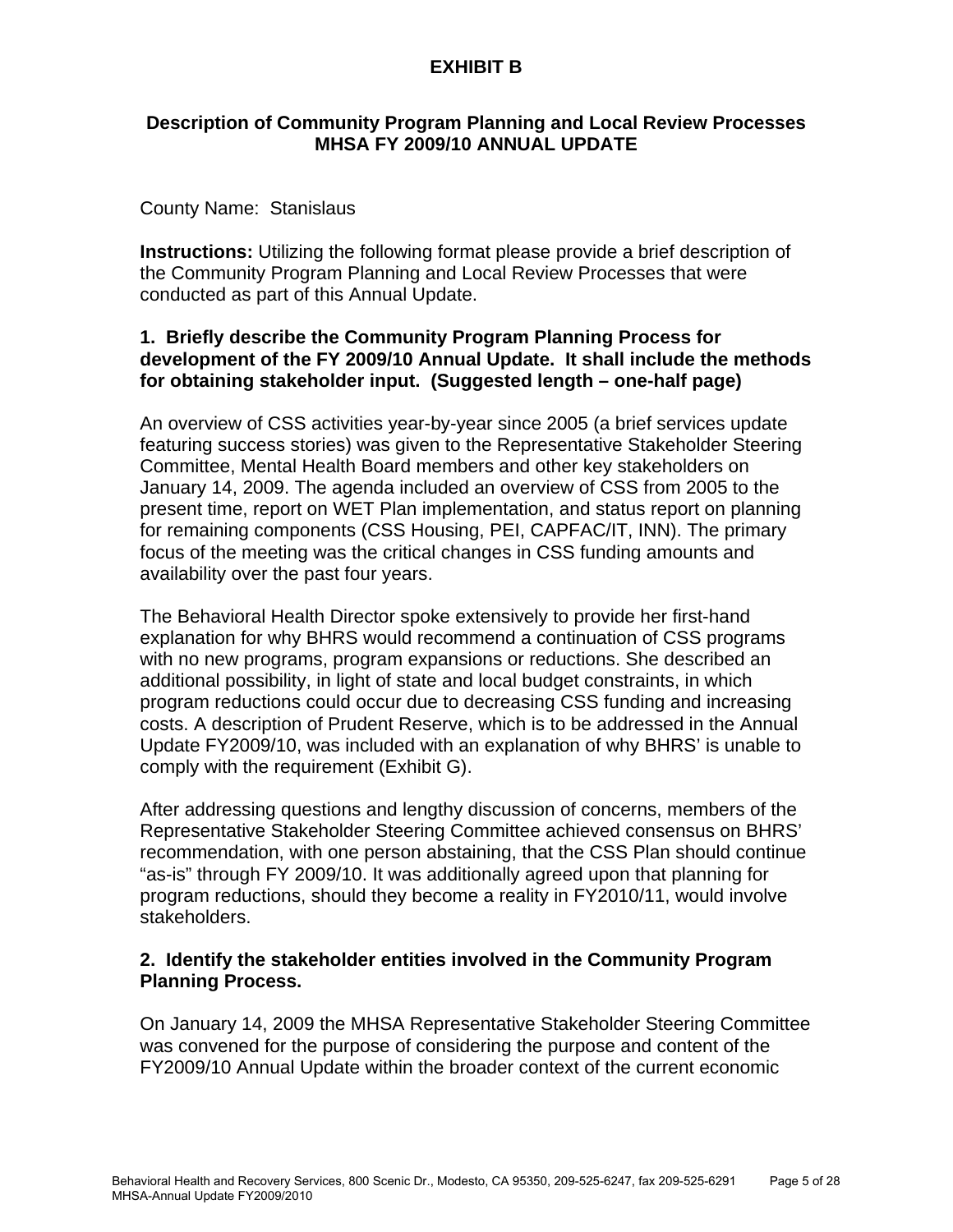# EXHIBIT B

## Description of Community Program Planning and Local Review Processes MHSA FY 2009/10 ANNUAL UPDATE

County Name: Stanislaus

**Instructions:** Utilizing the following format please provide a brief description of the Community Program Planning and Local Review Processes that were conducted as part of this Annual Update.

**1. Briefly describe the Community Program Planning Process for development of the FY 2009/10 Annual Update. It shall include the methods for obtaining stakeholder input. (Suggested length – one-half page)**

An overview of CSS activities year-by-year since 2005 (a brief services update featuring success stories) was given to the Representative Stakeholder Steering Committee, Mental Health Board members and other key stakeholders on January 14, 2009. The agenda included an overview of CSS from 2005 to the present time, report on WET Plan implementation, and status report on planning for remaining components (CSS Housing, PEI, CAPFAC/IT, INN). The primary focus of the meeting was the critical changes in CSS funding amounts and availability over the past four years.

The Behavioral Health Director spoke extensively to provide her first-hand explanation for why BHRS would recommend a continuation of CSS programs with no new programs, program expansions or reductions. She described an additional possibility, in light of state and local budget constraints, in which program reductions could occur due to decreasing CSS funding and increasing costs. A description of Prudent Reserve, which is to be addressed in the Annual Update FY2009/10, was included with an explanation of why BHRS' is unable to comply with the requirement (Exhibit G).

After addressing questions and lengthy discussion of concerns, members of the Representative Stakeholder Steering Committee achieved consensus on BHRS' recommendation, with one person abstaining, that the CSS Plan should continue "as-is" through FY 2009/10. It was additionally agreed upon that planning for program reductions, should they become a reality in FY2010/11, would involve stakeholders.

**2. Identify the stakeholder entities involved in the Community Program Planning Process.**

On January 14, 2009 the MHSA Representative Stakeholder Steering Committee was convened for the purpose of considering the purpose and content of the FY2009/10 Annual Update within the broader context of the current economic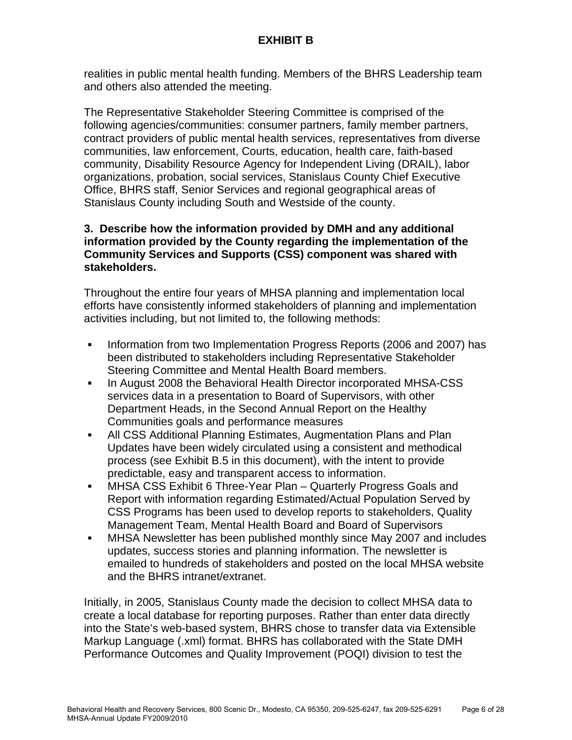realities in public mental health funding. Members of the BHRS Leadership team and others also attended the meeting.

The Representative Stakeholder Steering Committee is comprised of the following agencies/communities: consumer partners, family member partners, contract providers of public mental health services, representatives from diverse communities, law enforcement, Courts, education, health care, faith-based community, Disability Resource Agency for Independent Living (DRAIL), labor organizations, probation, social services, Stanislaus County Chief Executive Office, BHRS staff, Senior Services and regional geographical areas of Stanislaus County including South and Westside of the county.

**3. Describe how the information provided by DMH and any additional information provided by the County regarding the implementation of the Community Services and Supports (CSS) component was shared with stakeholders.**

Throughout the entire four years of MHSA planning and implementation local efforts have consistently informed stakeholders of planning and implementation activities including, but not limited to, the following methods:

- Information from two Implementation Progress Reports (2006 and 2007) has been distributed to stakeholders including Representative Stakeholder Steering Committee and Mental Health Board members.
- In August 2008 the Behavioral Health Director incorporated MHSA-CSS services data in a presentation to Board of Supervisors, with other Department Heads, in the Second Annual Report on the Healthy Communities goals and performance measures
- All CSS Additional Planning Estimates, Augmentation Plans and Plan Updates have been widely circulated using a consistent and methodical process (see Exhibit B.5 in this document), with the intent to provide predictable, easy and transparent access to information.
- MHSA CSS Exhibit 6 Three-Year Plan – Quarterly Progress Goals and Report with information regarding Estimated/Actual Population Served by CSS Programs has been used to develop reports to stakeholders, Quality Management Team, Mental Health Board and Board of Supervisors
- MHSA Newsletter has been published monthly since May 2007 and includes updates, success stories and planning information. The newsletter is emailed to hundreds of stakeholders and posted on the local MHSA website and the BHRS intranet/extranet.

Initially, in 2005, Stanislaus County made the decision to collect MHSA data to create a local database for reporting purposes. Rather than enter data directly into the State's web-based system, BHRS chose to transfer data via Extensible Markup Language (.xml) format. BHRS has collaborated with the State DMH Performance Outcomes and Quality Improvement (POQI) division to test the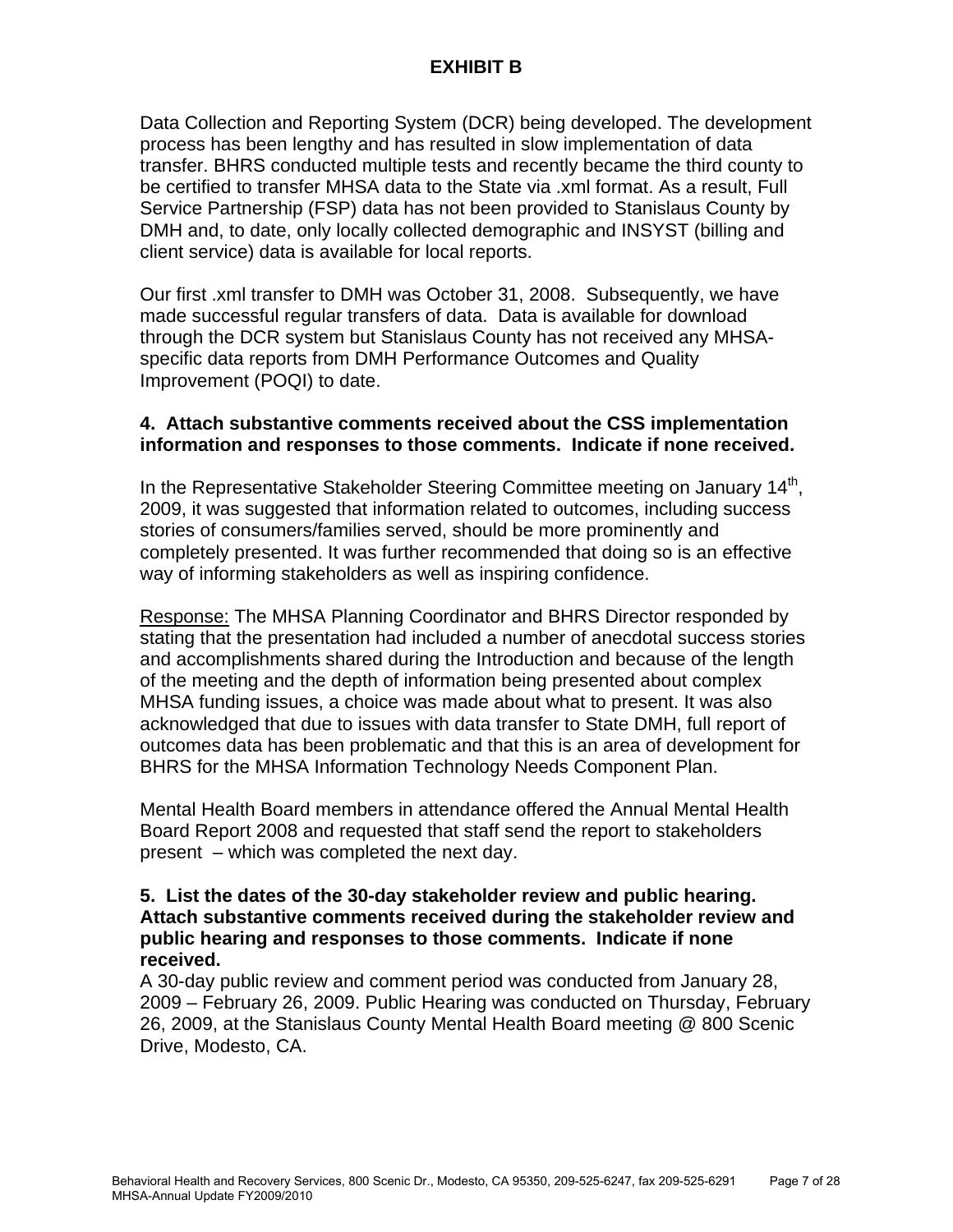## EXHIBIT B

Data Collection and Reporting System (DCR) being developed. The development process has been lengthy and has resulted in slow implementation of data transfer. BHRS conducted multiple tests and recently became the third county to be certified to transfer MHSA data to the State via .xml format. As a result, Full Service Partnership (FSP) data has not been provided to Stanislaus County by DMH and, to date, only locally collected demographic and INSYST (billing and client service) data is available for local reports.

Our first .xml transfer to DMH was October 31, 2008. Subsequently, we have made successful regular transfers of data. Data is available for download through the DCR system but Stanislaus County has not received any MHSA-specific data reports from DMH Performance Outcomes and Quality Improvement (POQI) to date.

**4. Attach substantive comments received about the CSS implementation information and responses to those comments. Indicate if none received.**

In the Representative Stakeholder Steering Committee meeting on January 14th, 2009, it was suggested that information related to outcomes, including success stories of consumers/families served, should be more prominently and completely presented. It was further recommended that doing so is an effective way of informing stakeholders as well as inspiring confidence.

Response: The MHSA Planning Coordinator and BHRS Director responded by stating that the presentation had included a number of anecdotal success stories and accomplishments shared during the Introduction and because of the length of the meeting and the depth of information being presented about complex MHSA funding issues, a choice was made about what to present. It was also acknowledged that due to issues with data transfer to State DMH, full report of outcomes data has been problematic and that this is an area of development for BHRS for the MHSA Information Technology Needs Component Plan.

Mental Health Board members in attendance offered the Annual Mental Health Board Report 2008 and requested that staff send the report to stakeholders present – which was completed the next day.

**5. List the dates of the 30-day stakeholder review and public hearing. Attach substantive comments received during the stakeholder review and public hearing and responses to those comments. Indicate if none received.**

A 30-day public review and comment period was conducted from January 28, 2009 – February 26, 2009. Public Hearing was conducted on Thursday, February 26, 2009, at the Stanislaus County Mental Health Board meeting @ 800 Scenic Drive, Modesto, CA.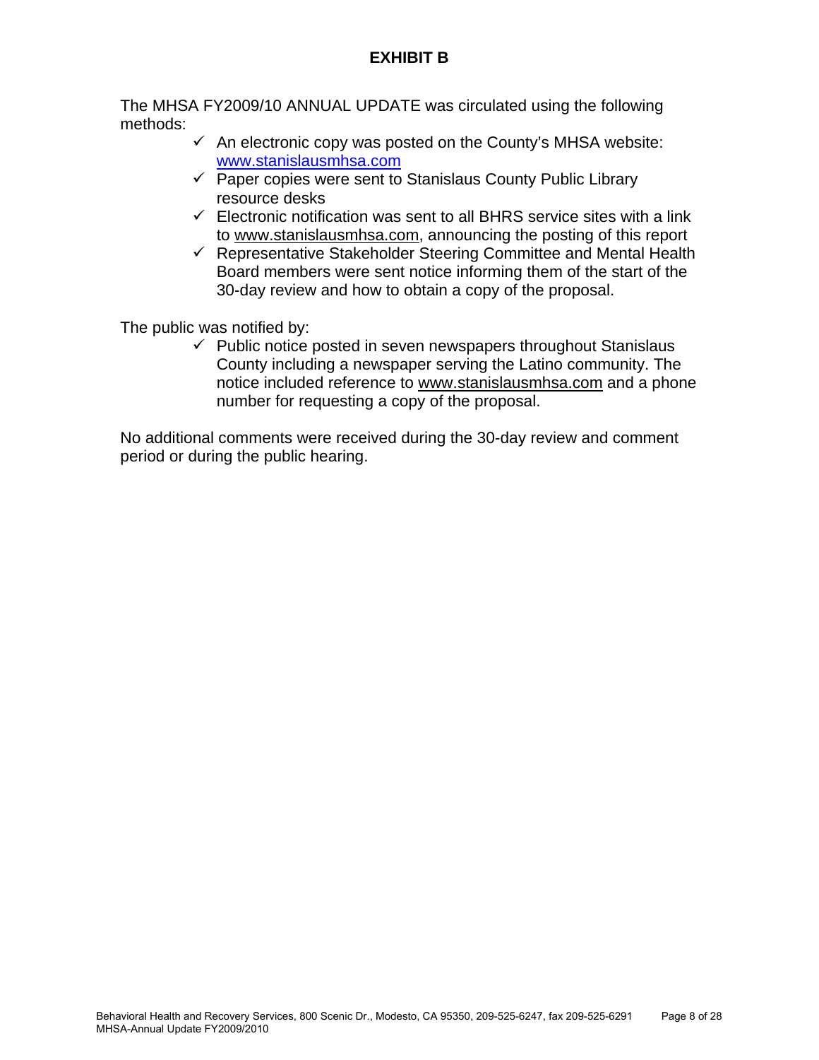# EXHIBIT B

The MHSA FY2009/10 ANNUAL UPDATE was circulated using the following methods:

- ✓ An electronic copy was posted on the County's MHSA website: www.stanislausmhsa.com
- ✓ Paper copies were sent to Stanislaus County Public Library resource desks
- ✓ Electronic notification was sent to all BHRS service sites with a link to www.stanislausmhsa.com, announcing the posting of this report
- ✓ Representative Stakeholder Steering Committee and Mental Health Board members were sent notice informing them of the start of the 30-day review and how to obtain a copy of the proposal.

The public was notified by:

- ✓ Public notice posted in seven newspapers throughout Stanislaus County including a newspaper serving the Latino community. The notice included reference to www.stanislausmhsa.com and a phone number for requesting a copy of the proposal.

No additional comments were received during the 30-day review and comment period or during the public hearing.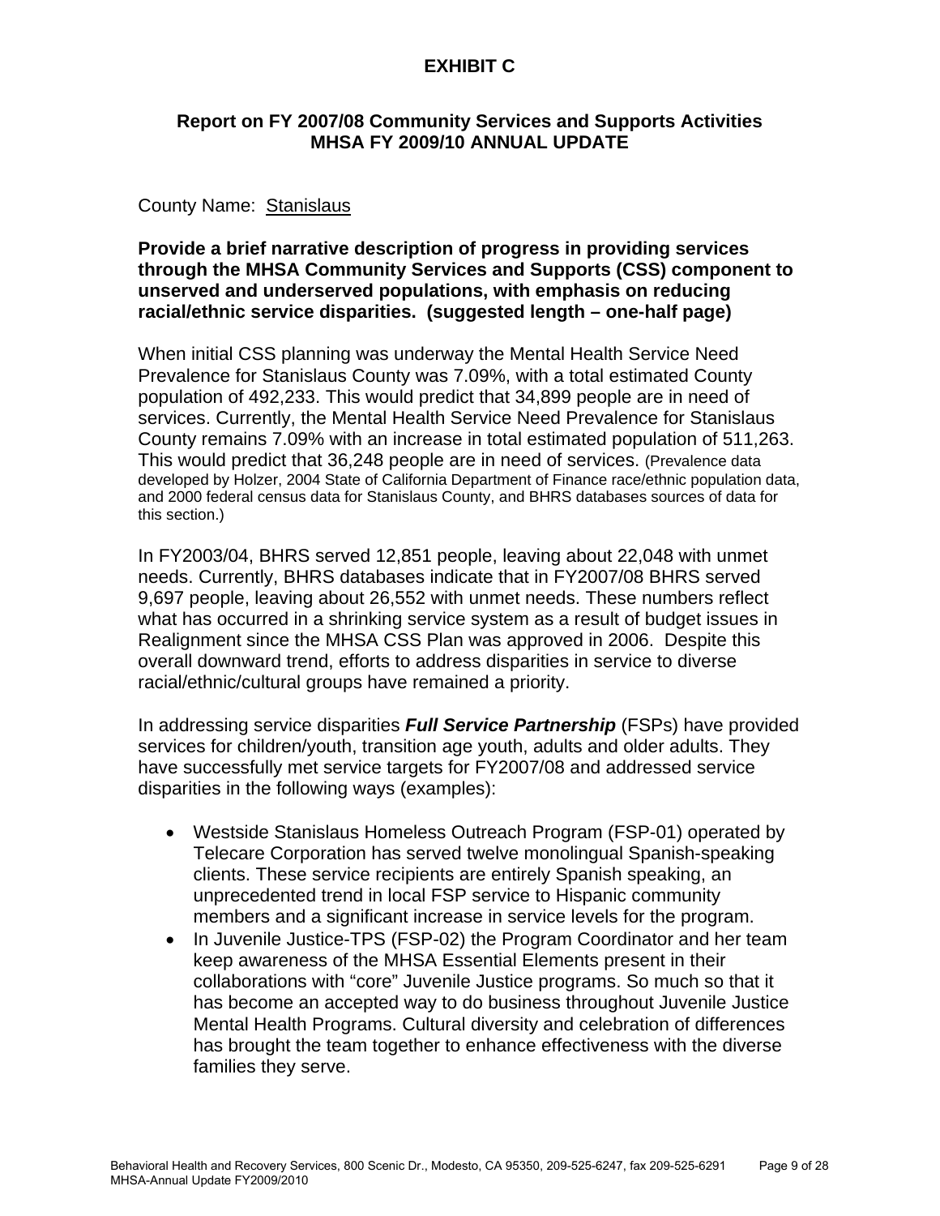# EXHIBIT C

## Report on FY 2007/08 Community Services and Supports Activities MHSA FY 2009/10 ANNUAL UPDATE

County Name: Stanislaus

**Provide a brief narrative description of progress in providing services through the MHSA Community Services and Supports (CSS) component to unserved and underserved populations, with emphasis on reducing racial/ethnic service disparities. (suggested length – one-half page)**

When initial CSS planning was underway the Mental Health Service Need Prevalence for Stanislaus County was 7.09%, with a total estimated County population of 492,233. This would predict that 34,899 people are in need of services. Currently, the Mental Health Service Need Prevalence for Stanislaus County remains 7.09% with an increase in total estimated population of 511,263. This would predict that 36,248 people are in need of services. (Prevalence data developed by Holzer, 2004 State of California Department of Finance race/ethnic population data, and 2000 federal census data for Stanislaus County, and BHRS databases sources of data for this section.)

In FY2003/04, BHRS served 12,851 people, leaving about 22,048 with unmet needs. Currently, BHRS databases indicate that in FY2007/08 BHRS served 9,697 people, leaving about 26,552 with unmet needs. These numbers reflect what has occurred in a shrinking service system as a result of budget issues in Realignment since the MHSA CSS Plan was approved in 2006. Despite this overall downward trend, efforts to address disparities in service to diverse racial/ethnic/cultural groups have remained a priority.

In addressing service disparities ***Full Service Partnership*** (FSPs) have provided services for children/youth, transition age youth, adults and older adults. They have successfully met service targets for FY2007/08 and addressed service disparities in the following ways (examples):

- Westside Stanislaus Homeless Outreach Program (FSP-01) operated by Telecare Corporation has served twelve monolingual Spanish-speaking clients. These service recipients are entirely Spanish speaking, an unprecedented trend in local FSP service to Hispanic community members and a significant increase in service levels for the program.
- In Juvenile Justice-TPS (FSP-02) the Program Coordinator and her team keep awareness of the MHSA Essential Elements present in their collaborations with "core" Juvenile Justice programs. So much so that it has become an accepted way to do business throughout Juvenile Justice Mental Health Programs. Cultural diversity and celebration of differences has brought the team together to enhance effectiveness with the diverse families they serve.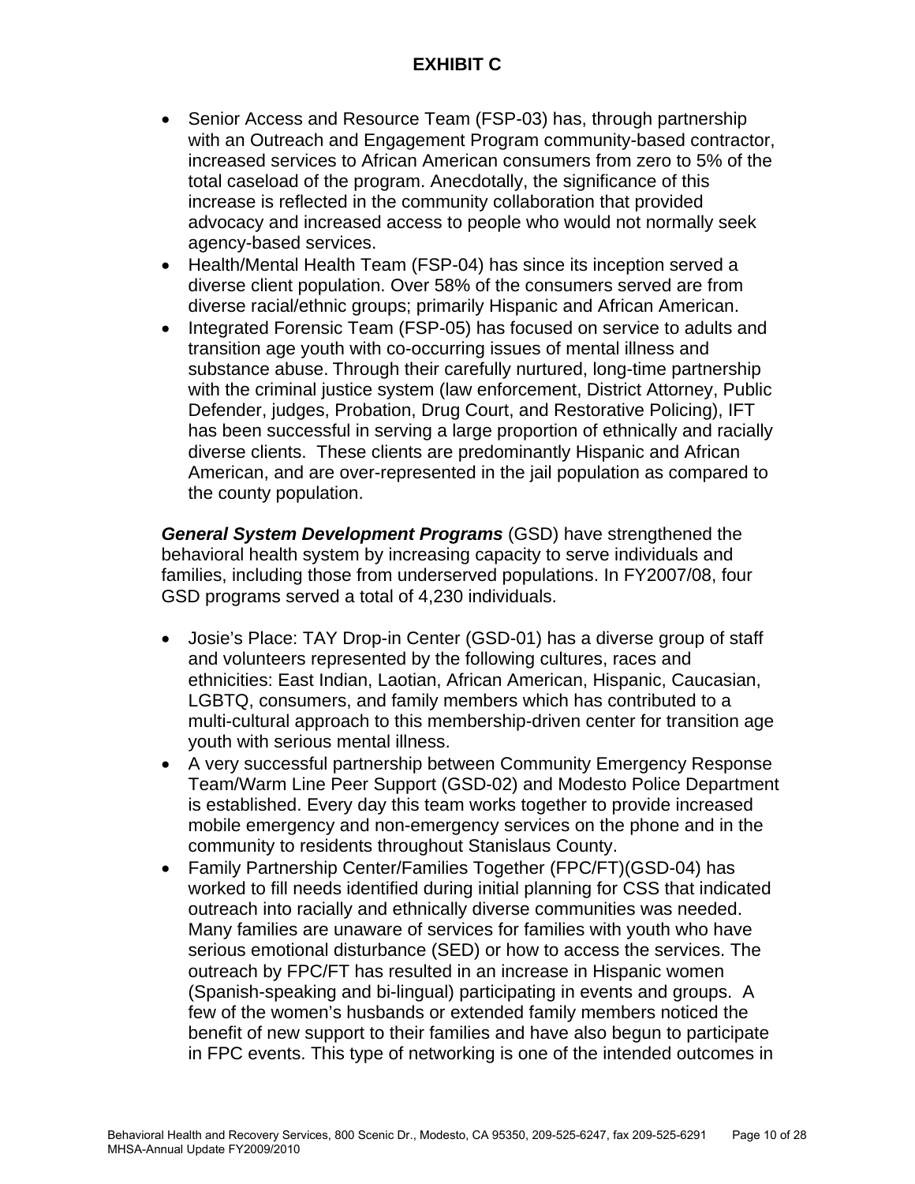**EXHIBIT C**

- Senior Access and Resource Team (FSP-03) has, through partnership with an Outreach and Engagement Program community-based contractor, increased services to African American consumers from zero to 5% of the total caseload of the program. Anecdotally, the significance of this increase is reflected in the community collaboration that provided advocacy and increased access to people who would not normally seek agency-based services.
- Health/Mental Health Team (FSP-04) has since its inception served a diverse client population. Over 58% of the consumers served are from diverse racial/ethnic groups; primarily Hispanic and African American.
- Integrated Forensic Team (FSP-05) has focused on service to adults and transition age youth with co-occurring issues of mental illness and substance abuse. Through their carefully nurtured, long-time partnership with the criminal justice system (law enforcement, District Attorney, Public Defender, judges, Probation, Drug Court, and Restorative Policing), IFT has been successful in serving a large proportion of ethnically and racially diverse clients. These clients are predominantly Hispanic and African American, and are over-represented in the jail population as compared to the county population.

***General System Development Programs*** (GSD) have strengthened the behavioral health system by increasing capacity to serve individuals and families, including those from underserved populations. In FY2007/08, four GSD programs served a total of 4,230 individuals.

- Josie's Place: TAY Drop-in Center (GSD-01) has a diverse group of staff and volunteers represented by the following cultures, races and ethnicities: East Indian, Laotian, African American, Hispanic, Caucasian, LGBTQ, consumers, and family members which has contributed to a multi-cultural approach to this membership-driven center for transition age youth with serious mental illness.
- A very successful partnership between Community Emergency Response Team/Warm Line Peer Support (GSD-02) and Modesto Police Department is established. Every day this team works together to provide increased mobile emergency and non-emergency services on the phone and in the community to residents throughout Stanislaus County.
- Family Partnership Center/Families Together (FPC/FT)(GSD-04) has worked to fill needs identified during initial planning for CSS that indicated outreach into racially and ethnically diverse communities was needed. Many families are unaware of services for families with youth who have serious emotional disturbance (SED) or how to access the services. The outreach by FPC/FT has resulted in an increase in Hispanic women (Spanish-speaking and bi-lingual) participating in events and groups. A few of the women's husbands or extended family members noticed the benefit of new support to their families and have also begun to participate in FPC events. This type of networking is one of the intended outcomes in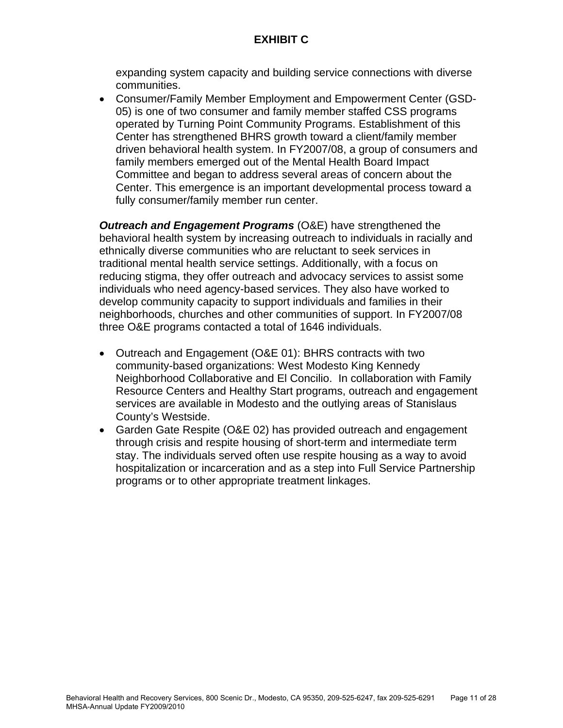# EXHIBIT C

expanding system capacity and building service connections with diverse communities.

- Consumer/Family Member Employment and Empowerment Center (GSD-05) is one of two consumer and family member staffed CSS programs operated by Turning Point Community Programs. Establishment of this Center has strengthened BHRS growth toward a client/family member driven behavioral health system. In FY2007/08, a group of consumers and family members emerged out of the Mental Health Board Impact Committee and began to address several areas of concern about the Center. This emergence is an important developmental process toward a fully consumer/family member run center.

***Outreach and Engagement Programs*** (O&E) have strengthened the behavioral health system by increasing outreach to individuals in racially and ethnically diverse communities who are reluctant to seek services in traditional mental health service settings. Additionally, with a focus on reducing stigma, they offer outreach and advocacy services to assist some individuals who need agency-based services. They also have worked to develop community capacity to support individuals and families in their neighborhoods, churches and other communities of support. In FY2007/08 three O&E programs contacted a total of 1646 individuals.

- Outreach and Engagement (O&E 01): BHRS contracts with two community-based organizations: West Modesto King Kennedy Neighborhood Collaborative and El Concilio. In collaboration with Family Resource Centers and Healthy Start programs, outreach and engagement services are available in Modesto and the outlying areas of Stanislaus County's Westside.
- Garden Gate Respite (O&E 02) has provided outreach and engagement through crisis and respite housing of short-term and intermediate term stay. The individuals served often use respite housing as a way to avoid hospitalization or incarceration and as a step into Full Service Partnership programs or to other appropriate treatment linkages.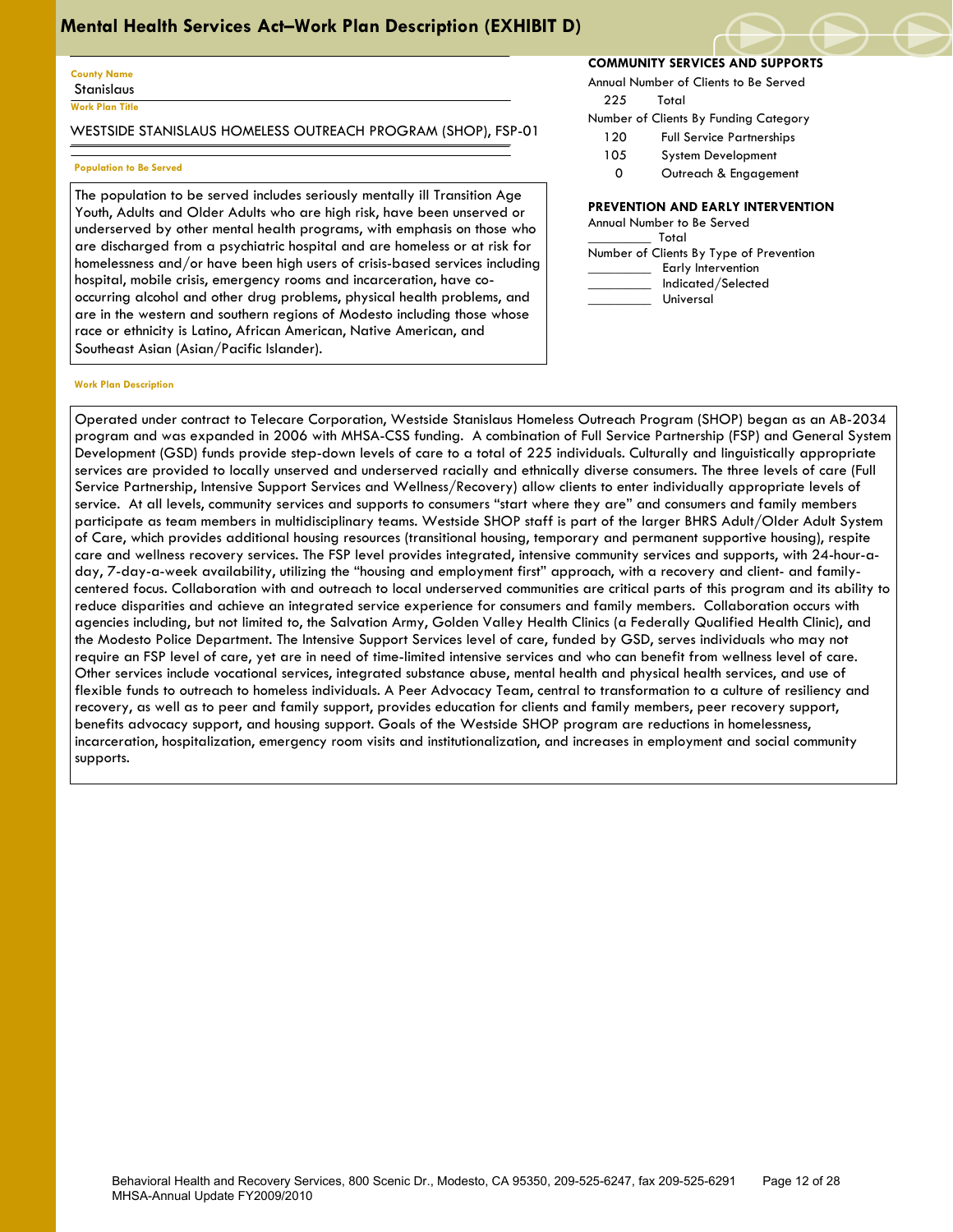# Mental Health Services Act–Work Plan Description (EXHIBIT D)

**County Name**

Stanislaus

**Work Plan Title**

WESTSIDE STANISLAUS HOMELESS OUTREACH PROGRAM (SHOP), FSP-01

**Population to Be Served**

The population to be served includes seriously mentally ill Transition Age Youth, Adults and Older Adults who are high risk, have been unserved or underserved by other mental health programs, with emphasis on those who are discharged from a psychiatric hospital and are homeless or at risk for homelessness and/or have been high users of crisis-based services including hospital, mobile crisis, emergency rooms and incarceration, have co-occurring alcohol and other drug problems, physical health problems, and are in the western and southern regions of Modesto including those whose race or ethnicity is Latino, African American, Native American, and Southeast Asian (Asian/Pacific Islander).

**COMMUNITY SERVICES AND SUPPORTS**

Annual Number of Clients to Be Served

225 Total

Number of Clients By Funding Category

120 Full Service Partnerships

105 System Development

0 Outreach & Engagement

**PREVENTION AND EARLY INTERVENTION**

Annual Number to Be Served

_________ Total

Number of Clients By Type of Prevention

_________ Early Intervention

_________ Indicated/Selected

_________ Universal

**Work Plan Description**

Operated under contract to Telecare Corporation, Westside Stanislaus Homeless Outreach Program (SHOP) began as an AB-2034 program and was expanded in 2006 with MHSA-CSS funding. A combination of Full Service Partnership (FSP) and General System Development (GSD) funds provide step-down levels of care to a total of 225 individuals. Culturally and linguistically appropriate services are provided to locally unserved and underserved racially and ethnically diverse consumers. The three levels of care (Full Service Partnership, Intensive Support Services and Wellness/Recovery) allow clients to enter individually appropriate levels of service. At all levels, community services and supports to consumers "start where they are" and consumers and family members participate as team members in multidisciplinary teams. Westside SHOP staff is part of the larger BHRS Adult/Older Adult System of Care, which provides additional housing resources (transitional housing, temporary and permanent supportive housing), respite care and wellness recovery services. The FSP level provides integrated, intensive community services and supports, with 24-hour-a-day, 7-day-a-week availability, utilizing the "housing and employment first" approach, with a recovery and client- and family-centered focus. Collaboration with and outreach to local underserved communities are critical parts of this program and its ability to reduce disparities and achieve an integrated service experience for consumers and family members. Collaboration occurs with agencies including, but not limited to, the Salvation Army, Golden Valley Health Clinics (a Federally Qualified Health Clinic), and the Modesto Police Department. The Intensive Support Services level of care, funded by GSD, serves individuals who may not require an FSP level of care, yet are in need of time-limited intensive services and who can benefit from wellness level of care. Other services include vocational services, integrated substance abuse, mental health and physical health services, and use of flexible funds to outreach to homeless individuals. A Peer Advocacy Team, central to transformation to a culture of resiliency and recovery, as well as to peer and family support, provides education for clients and family members, peer recovery support, benefits advocacy support, and housing support. Goals of the Westside SHOP program are reductions in homelessness, incarceration, hospitalization, emergency room visits and institutionalization, and increases in employment and social community supports.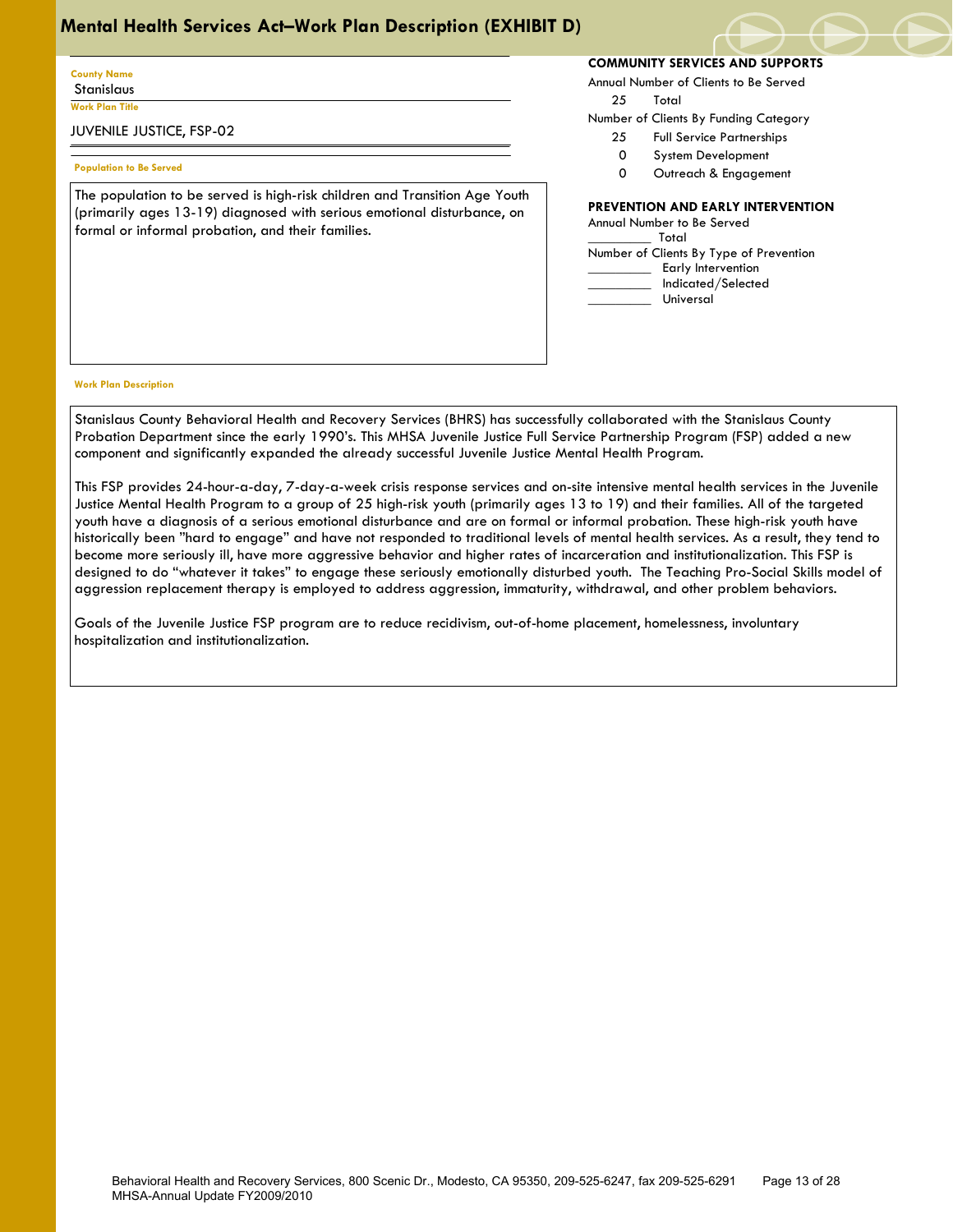# Mental Health Services Act–Work Plan Description (EXHIBIT D)

**County Name**
Stanislaus

**Work Plan Title**
JUVENILE JUSTICE, FSP-02

**Population to Be Served**

The population to be served is high-risk children and Transition Age Youth (primarily ages 13-19) diagnosed with serious emotional disturbance, on formal or informal probation, and their families.

**COMMUNITY SERVICES AND SUPPORTS**

Annual Number of Clients to Be Served

25 Total

Number of Clients By Funding Category

25 Full Service Partnerships

0 System Development

0 Outreach & Engagement

**PREVENTION AND EARLY INTERVENTION**

Annual Number to Be Served

_________ Total

Number of Clients By Type of Prevention

_________ Early Intervention

_________ Indicated/Selected

_________ Universal

**Work Plan Description**

Stanislaus County Behavioral Health and Recovery Services (BHRS) has successfully collaborated with the Stanislaus County Probation Department since the early 1990's. This MHSA Juvenile Justice Full Service Partnership Program (FSP) added a new component and significantly expanded the already successful Juvenile Justice Mental Health Program.

This FSP provides 24-hour-a-day, 7-day-a-week crisis response services and on-site intensive mental health services in the Juvenile Justice Mental Health Program to a group of 25 high-risk youth (primarily ages 13 to 19) and their families. All of the targeted youth have a diagnosis of a serious emotional disturbance and are on formal or informal probation. These high-risk youth have historically been "hard to engage" and have not responded to traditional levels of mental health services. As a result, they tend to become more seriously ill, have more aggressive behavior and higher rates of incarceration and institutionalization. This FSP is designed to do "whatever it takes" to engage these seriously emotionally disturbed youth. The Teaching Pro-Social Skills model of aggression replacement therapy is employed to address aggression, immaturity, withdrawal, and other problem behaviors.

Goals of the Juvenile Justice FSP program are to reduce recidivism, out-of-home placement, homelessness, involuntary hospitalization and institutionalization.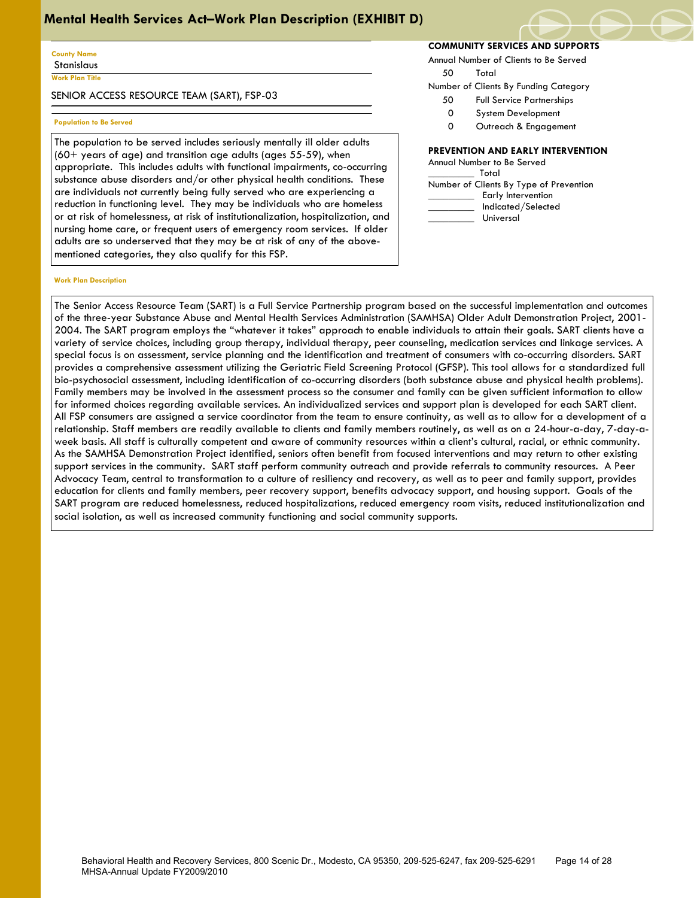# Mental Health Services Act–Work Plan Description (EXHIBIT D)

**County Name**
Stanislaus

**Work Plan Title**

SENIOR ACCESS RESOURCE TEAM (SART), FSP-03

**COMMUNITY SERVICES AND SUPPORTS**

Annual Number of Clients to Be Served

50 Total

Number of Clients By Funding Category

50 Full Service Partnerships
0 System Development
0 Outreach & Engagement

**PREVENTION AND EARLY INTERVENTION**

Annual Number to Be Served

_________ Total

Number of Clients By Type of Prevention

_________ Early Intervention
_________ Indicated/Selected
_________ Universal

**Population to Be Served**

The population to be served includes seriously mentally ill older adults (60+ years of age) and transition age adults (ages 55-59), when appropriate. This includes adults with functional impairments, co-occurring substance abuse disorders and/or other physical health conditions. These are individuals not currently being fully served who are experiencing a reduction in functioning level. They may be individuals who are homeless or at risk of homelessness, at risk of institutionalization, hospitalization, and nursing home care, or frequent users of emergency room services. If older adults are so underserved that they may be at risk of any of the above-mentioned categories, they also qualify for this FSP.

**Work Plan Description**

The Senior Access Resource Team (SART) is a Full Service Partnership program based on the successful implementation and outcomes of the three-year Substance Abuse and Mental Health Services Administration (SAMHSA) Older Adult Demonstration Project, 2001-2004. The SART program employs the "whatever it takes" approach to enable individuals to attain their goals. SART clients have a variety of service choices, including group therapy, individual therapy, peer counseling, medication services and linkage services. A special focus is on assessment, service planning and the identification and treatment of consumers with co-occurring disorders. SART provides a comprehensive assessment utilizing the Geriatric Field Screening Protocol (GFSP). This tool allows for a standardized full bio-psychosocial assessment, including identification of co-occurring disorders (both substance abuse and physical health problems). Family members may be involved in the assessment process so the consumer and family can be given sufficient information to allow for informed choices regarding available services. An individualized services and support plan is developed for each SART client. All FSP consumers are assigned a service coordinator from the team to ensure continuity, as well as to allow for a development of a relationship. Staff members are readily available to clients and family members routinely, as well as on a 24-hour-a-day, 7-day-a-week basis. All staff is culturally competent and aware of community resources within a client's cultural, racial, or ethnic community. As the SAMHSA Demonstration Project identified, seniors often benefit from focused interventions and may return to other existing support services in the community. SART staff perform community outreach and provide referrals to community resources. A Peer Advocacy Team, central to transformation to a culture of resiliency and recovery, as well as to peer and family support, provides education for clients and family members, peer recovery support, benefits advocacy support, and housing support. Goals of the SART program are reduced homelessness, reduced hospitalizations, reduced emergency room visits, reduced institutionalization and social isolation, as well as increased community functioning and social community supports.

Behavioral Health and Recovery Services, 800 Scenic Dr., Modesto, CA 95350, 209-525-6247, fax 209-525-6291
MHSA-Annual Update FY2009/2010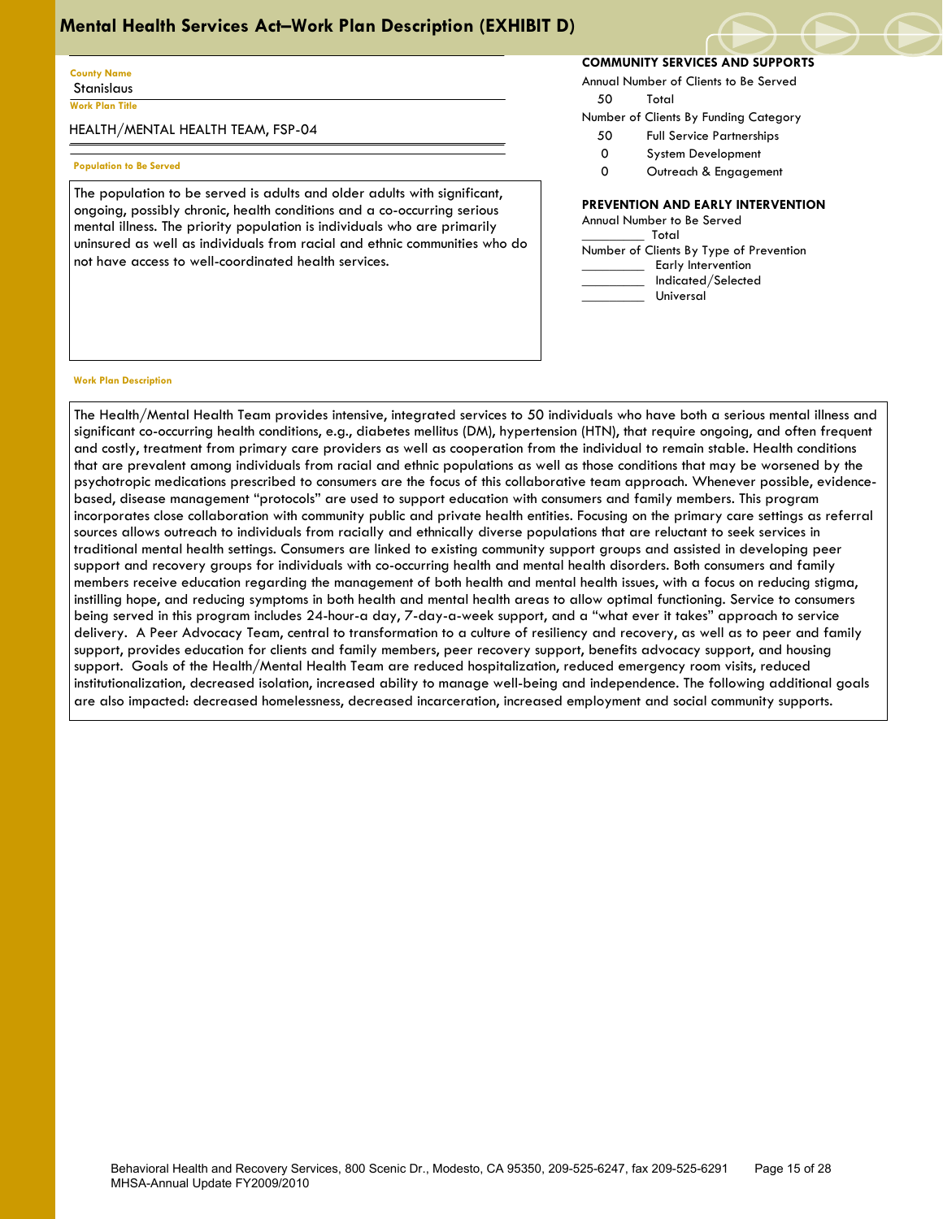# Mental Health Services Act–Work Plan Description (EXHIBIT D)

**County Name**
Stanislaus

**Work Plan Title**
HEALTH/MENTAL HEALTH TEAM, FSP-04

**Population to Be Served**

The population to be served is adults and older adults with significant, ongoing, possibly chronic, health conditions and a co-occurring serious mental illness. The priority population is individuals who are primarily uninsured as well as individuals from racial and ethnic communities who do not have access to well-coordinated health services.

**COMMUNITY SERVICES AND SUPPORTS**

Annual Number of Clients to Be Served

50 Total

Number of Clients By Funding Category

50 Full Service Partnerships
0 System Development
0 Outreach & Engagement

**PREVENTION AND EARLY INTERVENTION**

Annual Number to Be Served

_________ Total

Number of Clients By Type of Prevention

_________ Early Intervention
_________ Indicated/Selected
_________ Universal

**Work Plan Description**

The Health/Mental Health Team provides intensive, integrated services to 50 individuals who have both a serious mental illness and significant co-occurring health conditions, e.g., diabetes mellitus (DM), hypertension (HTN), that require ongoing, and often frequent and costly, treatment from primary care providers as well as cooperation from the individual to remain stable. Health conditions that are prevalent among individuals from racial and ethnic populations as well as those conditions that may be worsened by the psychotropic medications prescribed to consumers are the focus of this collaborative team approach. Whenever possible, evidence-based, disease management "protocols" are used to support education with consumers and family members. This program incorporates close collaboration with community public and private health entities. Focusing on the primary care settings as referral sources allows outreach to individuals from racially and ethnically diverse populations that are reluctant to seek services in traditional mental health settings. Consumers are linked to existing community support groups and assisted in developing peer support and recovery groups for individuals with co-occurring health and mental health disorders. Both consumers and family members receive education regarding the management of both health and mental health issues, with a focus on reducing stigma, instilling hope, and reducing symptoms in both health and mental health areas to allow optimal functioning. Service to consumers being served in this program includes 24-hour-a day, 7-day-a-week support, and a "what ever it takes" approach to service delivery. A Peer Advocacy Team, central to transformation to a culture of resiliency and recovery, as well as to peer and family support, provides education for clients and family members, peer recovery support, benefits advocacy support, and housing support. Goals of the Health/Mental Health Team are reduced hospitalization, reduced emergency room visits, reduced institutionalization, decreased isolation, increased ability to manage well-being and independence. The following additional goals are also impacted: decreased homelessness, decreased incarceration, increased employment and social community supports.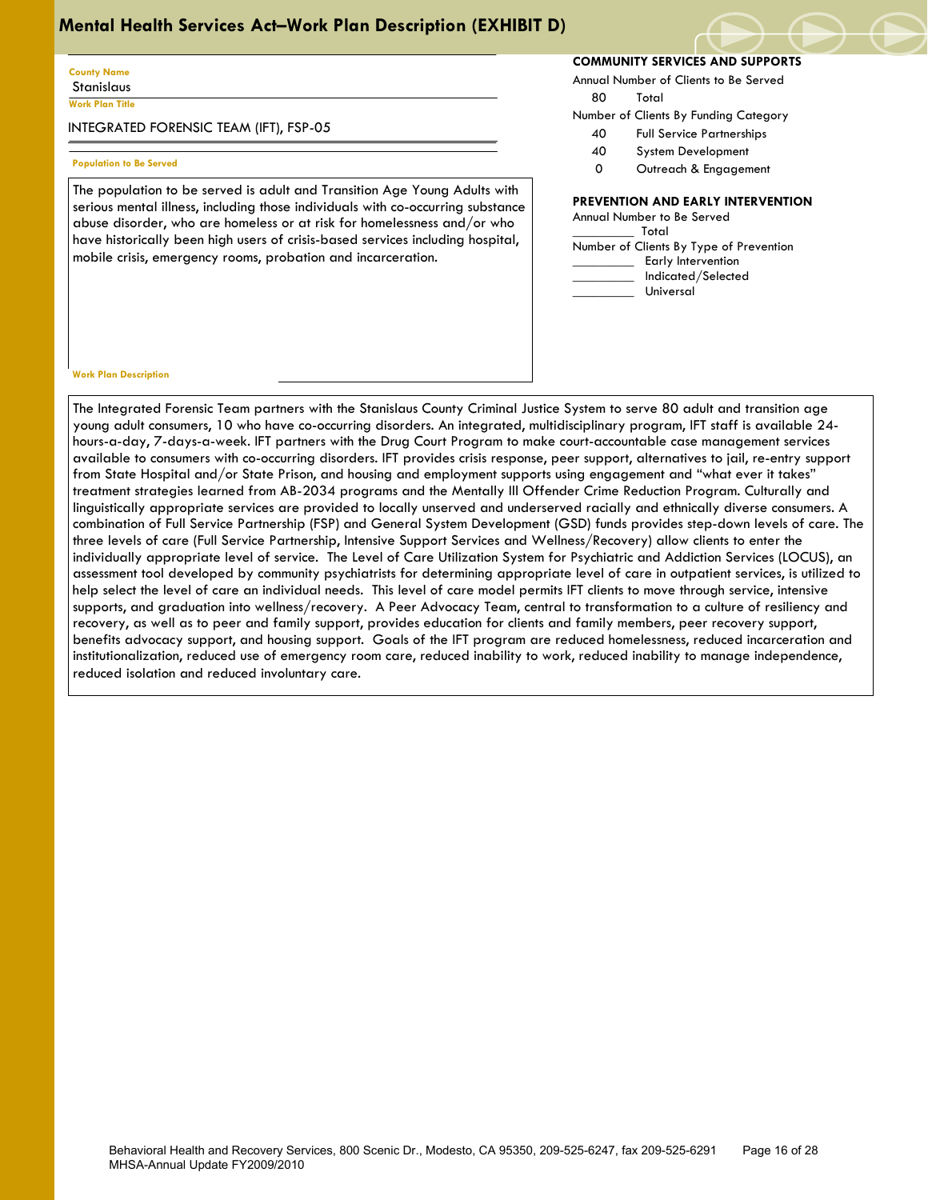# Mental Health Services Act–Work Plan Description (EXHIBIT D)

**County Name**
Stanislaus

**Work Plan Title**
INTEGRATED FORENSIC TEAM (IFT), FSP-05

**Population to Be Served**

The population to be served is adult and Transition Age Young Adults with serious mental illness, including those individuals with co-occurring substance abuse disorder, who are homeless or at risk for homelessness and/or who have historically been high users of crisis-based services including hospital, mobile crisis, emergency rooms, probation and incarceration.

**COMMUNITY SERVICES AND SUPPORTS**

Annual Number of Clients to Be Served

80 Total

Number of Clients By Funding Category

40 Full Service Partnerships
40 System Development
0 Outreach & Engagement

**PREVENTION AND EARLY INTERVENTION**

Annual Number to Be Served

_________ Total

Number of Clients By Type of Prevention

_________ Early Intervention
_________ Indicated/Selected
_________ Universal

**Work Plan Description**

The Integrated Forensic Team partners with the Stanislaus County Criminal Justice System to serve 80 adult and transition age young adult consumers, 10 who have co-occurring disorders. An integrated, multidisciplinary program, IFT staff is available 24-hours-a-day, 7-days-a-week. IFT partners with the Drug Court Program to make court-accountable case management services available to consumers with co-occurring disorders. IFT provides crisis response, peer support, alternatives to jail, re-entry support from State Hospital and/or State Prison, and housing and employment supports using engagement and "what ever it takes" treatment strategies learned from AB-2034 programs and the Mentally Ill Offender Crime Reduction Program. Culturally and linguistically appropriate services are provided to locally unserved and underserved racially and ethnically diverse consumers. A combination of Full Service Partnership (FSP) and General System Development (GSD) funds provides step-down levels of care. The three levels of care (Full Service Partnership, Intensive Support Services and Wellness/Recovery) allow clients to enter the individually appropriate level of service. The Level of Care Utilization System for Psychiatric and Addiction Services (LOCUS), an assessment tool developed by community psychiatrists for determining appropriate level of care in outpatient services, is utilized to help select the level of care an individual needs. This level of care model permits IFT clients to move through service, intensive supports, and graduation into wellness/recovery. A Peer Advocacy Team, central to transformation to a culture of resiliency and recovery, as well as to peer and family support, provides education for clients and family members, peer recovery support, benefits advocacy support, and housing support. Goals of the IFT program are reduced homelessness, reduced incarceration and institutionalization, reduced use of emergency room care, reduced inability to work, reduced inability to manage independence, reduced isolation and reduced involuntary care.

Behavioral Health and Recovery Services, 800 Scenic Dr., Modesto, CA 95350, 209-525-6247, fax 209-525-6291
MHSA-Annual Update FY2009/2010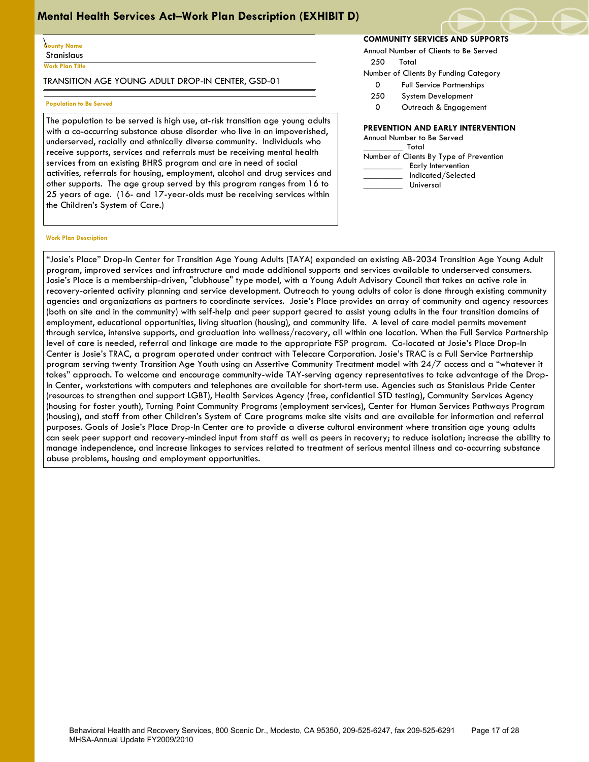# Mental Health Services Act–Work Plan Description (EXHIBIT D)

**County Name**

Stanislaus

**Work Plan Title**

TRANSITION AGE YOUNG ADULT DROP-IN CENTER, GSD-01

**Population to Be Served**

The population to be served is high use, at-risk transition age young adults with a co-occurring substance abuse disorder who live in an impoverished, underserved, racially and ethnically diverse community. Individuals who receive supports, services and referrals must be receiving mental health services from an existing BHRS program and are in need of social activities, referrals for housing, employment, alcohol and drug services and other supports. The age group served by this program ranges from 16 to 25 years of age. (16- and 17-year-olds must be receiving services within the Children's System of Care.)

**COMMUNITY SERVICES AND SUPPORTS**

Annual Number of Clients to Be Served

250 Total

Number of Clients By Funding Category

| | |
|---|---|
| 0 | Full Service Partnerships |
| 250 | System Development |
| 0 | Outreach & Engagement |

**PREVENTION AND EARLY INTERVENTION**

Annual Number to Be Served

_________ Total

Number of Clients By Type of Prevention

_________ Early Intervention

_________ Indicated/Selected

_________ Universal

**Work Plan Description**

"Josie's Place" Drop-In Center for Transition Age Young Adults (TAYA) expanded an existing AB-2034 Transition Age Young Adult program, improved services and infrastructure and made additional supports and services available to underserved consumers. Josie's Place is a membership-driven, "clubhouse" type model, with a Young Adult Advisory Council that takes an active role in recovery-oriented activity planning and service development. Outreach to young adults of color is done through existing community agencies and organizations as partners to coordinate services. Josie's Place provides an array of community and agency resources (both on site and in the community) with self-help and peer support geared to assist young adults in the four transition domains of employment, educational opportunities, living situation (housing), and community life. A level of care model permits movement through service, intensive supports, and graduation into wellness/recovery, all within one location. When the Full Service Partnership level of care is needed, referral and linkage are made to the appropriate FSP program. Co-located at Josie's Place Drop-In Center is Josie's TRAC, a program operated under contract with Telecare Corporation. Josie's TRAC is a Full Service Partnership program serving twenty Transition Age Youth using an Assertive Community Treatment model with 24/7 access and a "whatever it takes" approach. To welcome and encourage community-wide TAY-serving agency representatives to take advantage of the Drop-In Center, workstations with computers and telephones are available for short-term use. Agencies such as Stanislaus Pride Center (resources to strengthen and support LGBT), Health Services Agency (free, confidential STD testing), Community Services Agency (housing for foster youth), Turning Point Community Programs (employment services), Center for Human Services Pathways Program (housing), and staff from other Children's System of Care programs make site visits and are available for information and referral purposes. Goals of Josie's Place Drop-In Center are to provide a diverse cultural environment where transition age young adults can seek peer support and recovery-minded input from staff as well as peers in recovery; to reduce isolation; increase the ability to manage independence, and increase linkages to services related to treatment of serious mental illness and co-occurring substance abuse problems, housing and employment opportunities.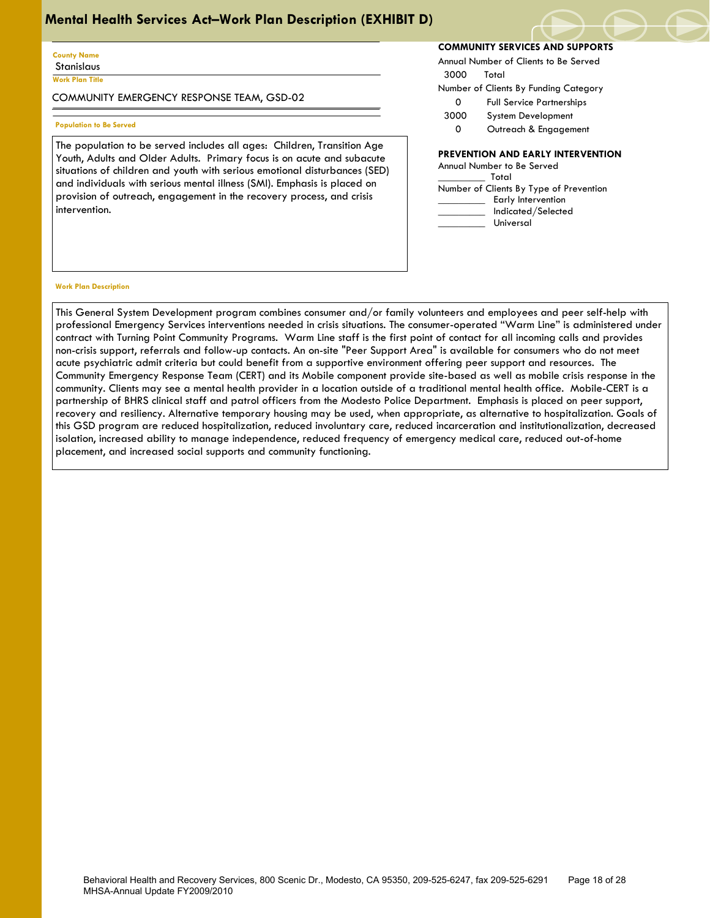# Mental Health Services Act–Work Plan Description (EXHIBIT D)

**County Name**
Stanislaus

**Work Plan Title**
COMMUNITY EMERGENCY RESPONSE TEAM, GSD-02

**Population to Be Served**

The population to be served includes all ages: Children, Transition Age Youth, Adults and Older Adults. Primary focus is on acute and subacute situations of children and youth with serious emotional disturbances (SED) and individuals with serious mental illness (SMI). Emphasis is placed on provision of outreach, engagement in the recovery process, and crisis intervention.

**COMMUNITY SERVICES AND SUPPORTS**

Annual Number of Clients to Be Served

3000 Total

Number of Clients By Funding Category

| | |
|---|---|
| 0 | Full Service Partnerships |
| 3000 | System Development |
| 0 | Outreach & Engagement |

**PREVENTION AND EARLY INTERVENTION**

Annual Number to Be Served

_________ Total

Number of Clients By Type of Prevention

_________ Early Intervention
_________ Indicated/Selected
_________ Universal

**Work Plan Description**

This General System Development program combines consumer and/or family volunteers and employees and peer self-help with professional Emergency Services interventions needed in crisis situations. The consumer-operated "Warm Line" is administered under contract with Turning Point Community Programs. Warm Line staff is the first point of contact for all incoming calls and provides non-crisis support, referrals and follow-up contacts. An on-site "Peer Support Area" is available for consumers who do not meet acute psychiatric admit criteria but could benefit from a supportive environment offering peer support and resources. The Community Emergency Response Team (CERT) and its Mobile component provide site-based as well as mobile crisis response in the community. Clients may see a mental health provider in a location outside of a traditional mental health office. Mobile-CERT is a partnership of BHRS clinical staff and patrol officers from the Modesto Police Department. Emphasis is placed on peer support, recovery and resiliency. Alternative temporary housing may be used, when appropriate, as alternative to hospitalization. Goals of this GSD program are reduced hospitalization, reduced involuntary care, reduced incarceration and institutionalization, decreased isolation, increased ability to manage independence, reduced frequency of emergency medical care, reduced out-of-home placement, and increased social supports and community functioning.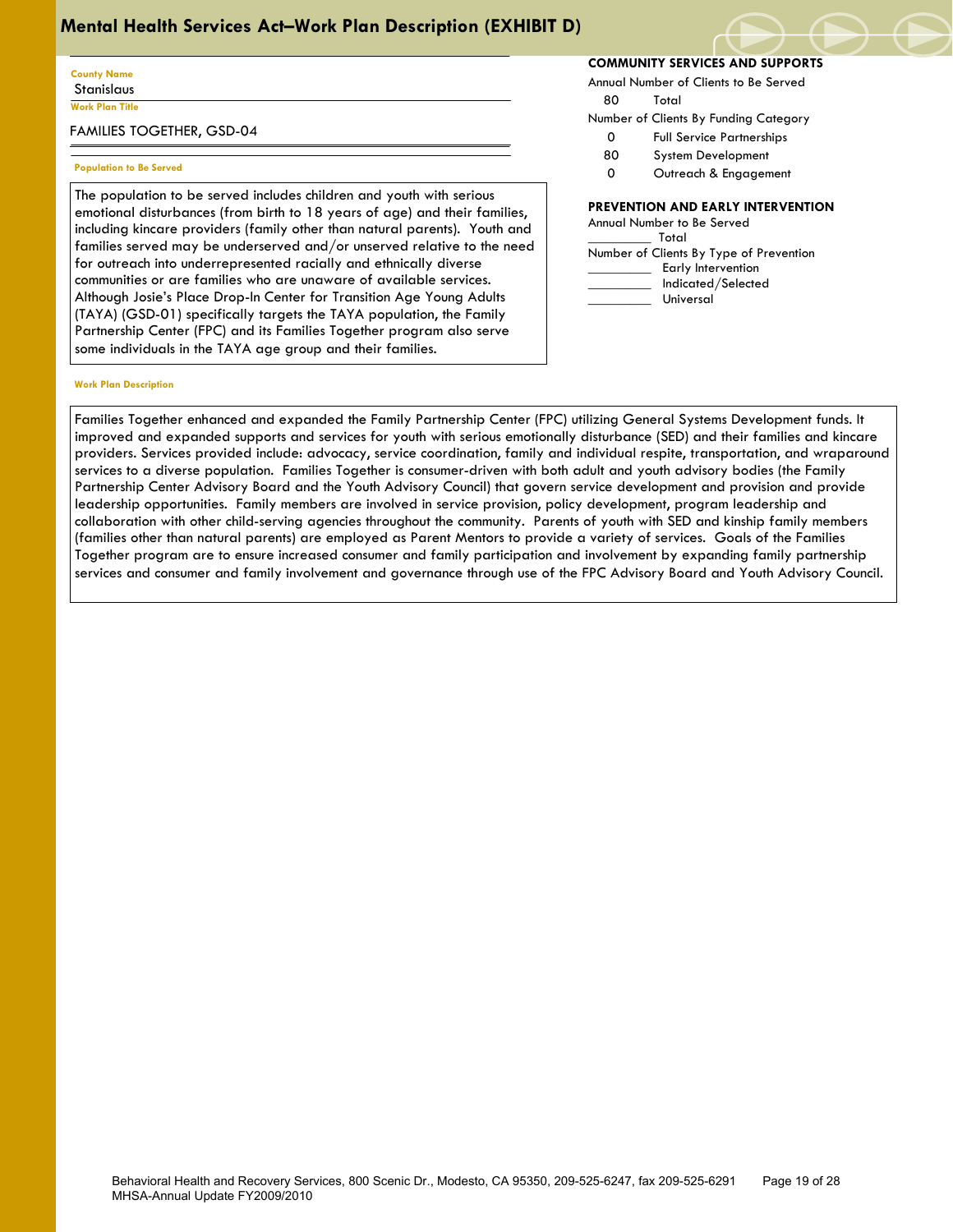# Mental Health Services Act–Work Plan Description (EXHIBIT D)

**County Name**
Stanislaus

**Work Plan Title**

FAMILIES TOGETHER, GSD-04

**Population to Be Served**

The population to be served includes children and youth with serious emotional disturbances (from birth to 18 years of age) and their families, including kincare providers (family other than natural parents). Youth and families served may be underserved and/or unserved relative to the need for outreach into underrepresented racially and ethnically diverse communities or are families who are unaware of available services. Although Josie's Place Drop-In Center for Transition Age Young Adults (TAYA) (GSD-01) specifically targets the TAYA population, the Family Partnership Center (FPC) and its Families Together program also serve some individuals in the TAYA age group and their families.

**COMMUNITY SERVICES AND SUPPORTS**

Annual Number of Clients to Be Served

80 Total

Number of Clients By Funding Category

0 Full Service Partnerships

80 System Development

0 Outreach & Engagement

**PREVENTION AND EARLY INTERVENTION**

Annual Number to Be Served

_________ Total

Number of Clients By Type of Prevention

_________ Early Intervention

_________ Indicated/Selected

_________ Universal

**Work Plan Description**

Families Together enhanced and expanded the Family Partnership Center (FPC) utilizing General Systems Development funds. It improved and expanded supports and services for youth with serious emotionally disturbance (SED) and their families and kincare providers. Services provided include: advocacy, service coordination, family and individual respite, transportation, and wraparound services to a diverse population. Families Together is consumer-driven with both adult and youth advisory bodies (the Family Partnership Center Advisory Board and the Youth Advisory Council) that govern service development and provision and provide leadership opportunities. Family members are involved in service provision, policy development, program leadership and collaboration with other child-serving agencies throughout the community. Parents of youth with SED and kinship family members (families other than natural parents) are employed as Parent Mentors to provide a variety of services. Goals of the Families Together program are to ensure increased consumer and family participation and involvement by expanding family partnership services and consumer and family involvement and governance through use of the FPC Advisory Board and Youth Advisory Council.

Behavioral Health and Recovery Services, 800 Scenic Dr., Modesto, CA 95350, 209-525-6247, fax 209-525-6291
MHSA-Annual Update FY2009/2010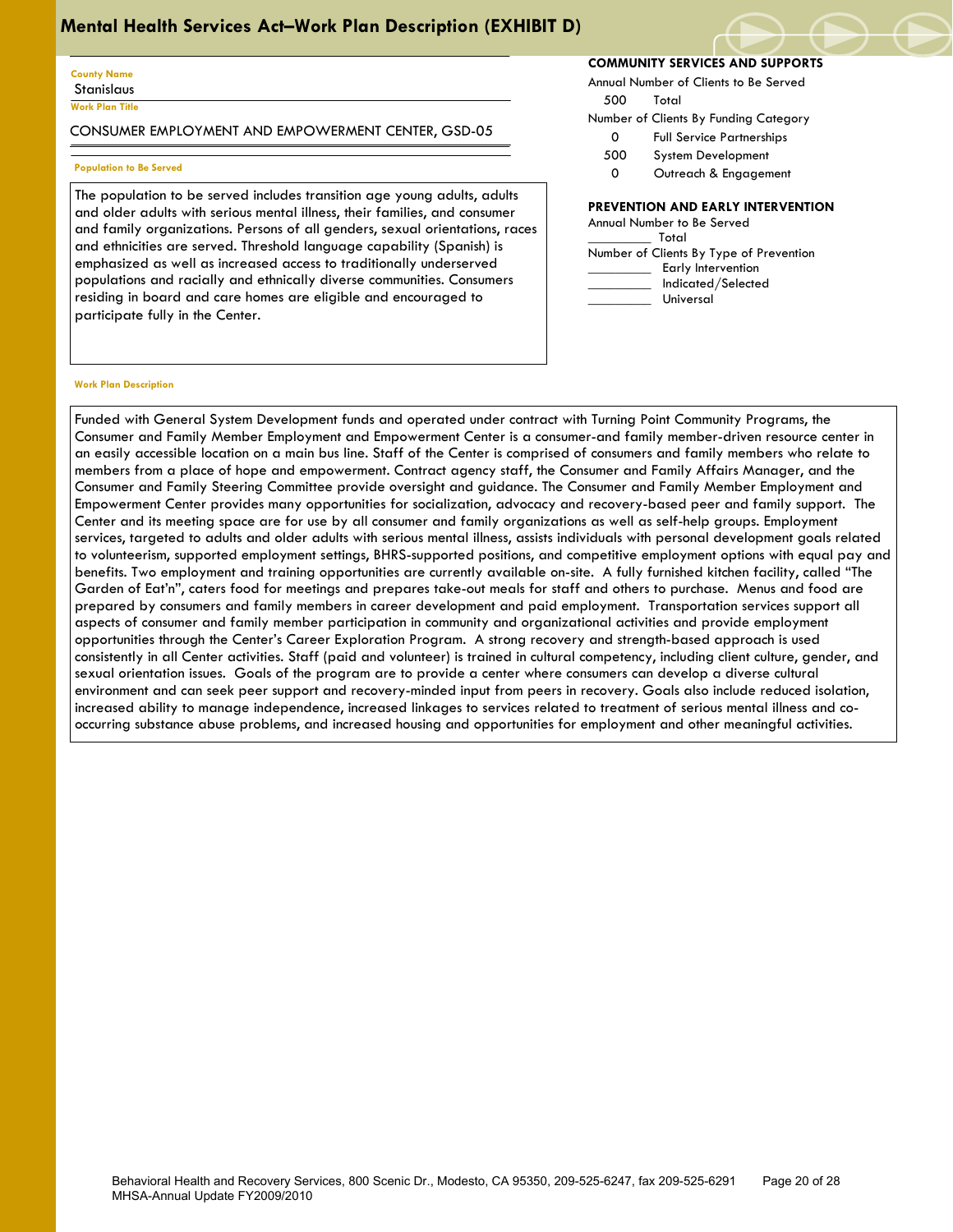# Mental Health Services Act–Work Plan Description (EXHIBIT D)

**County Name**
Stanislaus

**Work Plan Title**

CONSUMER EMPLOYMENT AND EMPOWERMENT CENTER, GSD-05

**Population to Be Served**

The population to be served includes transition age young adults, adults and older adults with serious mental illness, their families, and consumer and family organizations. Persons of all genders, sexual orientations, races and ethnicities are served. Threshold language capability (Spanish) is emphasized as well as increased access to traditionally underserved populations and racially and ethnically diverse communities. Consumers residing in board and care homes are eligible and encouraged to participate fully in the Center.

**COMMUNITY SERVICES AND SUPPORTS**

Annual Number of Clients to Be Served

500 Total

Number of Clients By Funding Category

0 Full Service Partnerships
500 System Development
0 Outreach & Engagement

**PREVENTION AND EARLY INTERVENTION**

Annual Number to Be Served

_________ Total

Number of Clients By Type of Prevention

_________ Early Intervention
_________ Indicated/Selected
_________ Universal

**Work Plan Description**

Funded with General System Development funds and operated under contract with Turning Point Community Programs, the Consumer and Family Member Employment and Empowerment Center is a consumer-and family member-driven resource center in an easily accessible location on a main bus line. Staff of the Center is comprised of consumers and family members who relate to members from a place of hope and empowerment. Contract agency staff, the Consumer and Family Affairs Manager, and the Consumer and Family Steering Committee provide oversight and guidance. The Consumer and Family Member Employment and Empowerment Center provides many opportunities for socialization, advocacy and recovery-based peer and family support. The Center and its meeting space are for use by all consumer and family organizations as well as self-help groups. Employment services, targeted to adults and older adults with serious mental illness, assists individuals with personal development goals related to volunteerism, supported employment settings, BHRS-supported positions, and competitive employment options with equal pay and benefits. Two employment and training opportunities are currently available on-site. A fully furnished kitchen facility, called "The Garden of Eat'n", caters food for meetings and prepares take-out meals for staff and others to purchase. Menus and food are prepared by consumers and family members in career development and paid employment. Transportation services support all aspects of consumer and family member participation in community and organizational activities and provide employment opportunities through the Center's Career Exploration Program. A strong recovery and strength-based approach is used consistently in all Center activities. Staff (paid and volunteer) is trained in cultural competency, including client culture, gender, and sexual orientation issues. Goals of the program are to provide a center where consumers can develop a diverse cultural environment and can seek peer support and recovery-minded input from peers in recovery. Goals also include reduced isolation, increased ability to manage independence, increased linkages to services related to treatment of serious mental illness and co-occurring substance abuse problems, and increased housing and opportunities for employment and other meaningful activities.

Behavioral Health and Recovery Services, 800 Scenic Dr., Modesto, CA 95350, 209-525-6247, fax 209-525-6291
MHSA-Annual Update FY2009/2010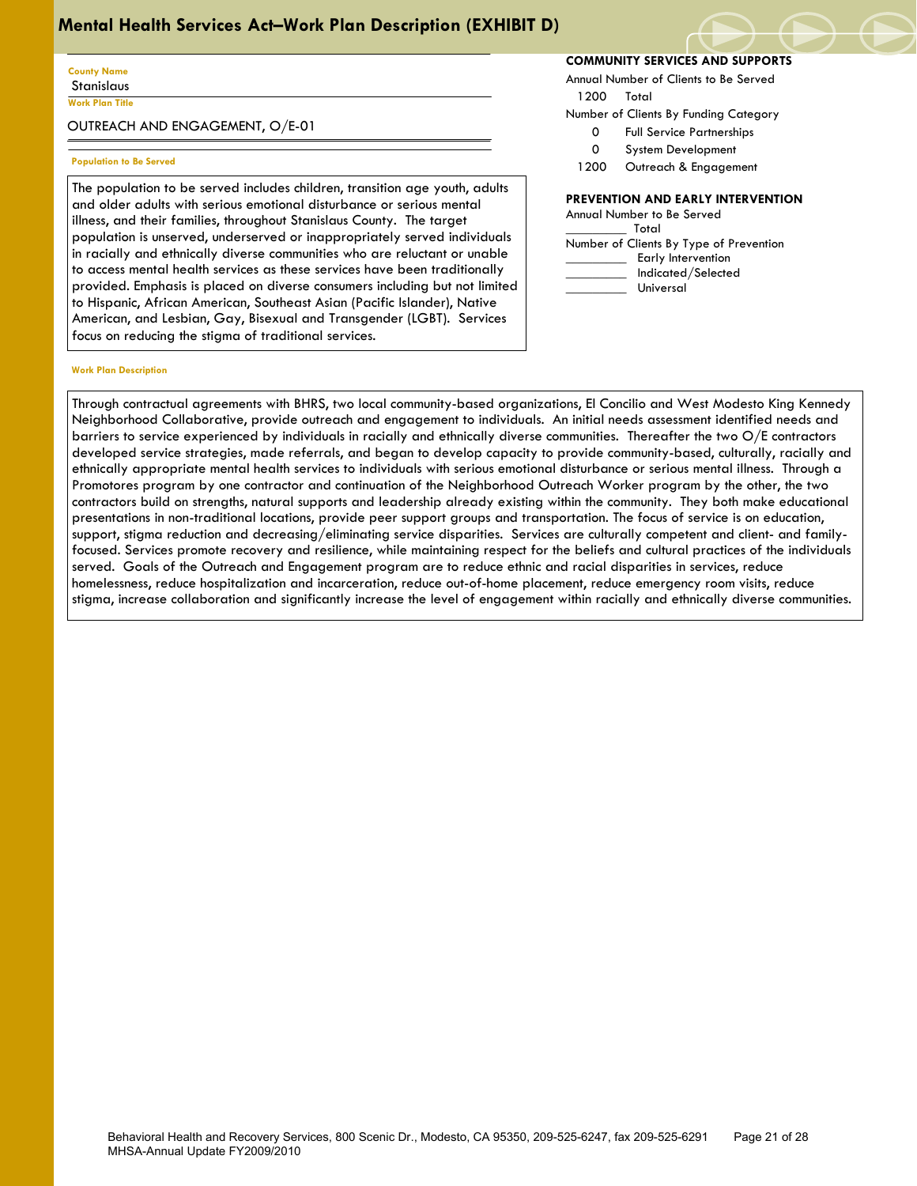# Mental Health Services Act–Work Plan Description (EXHIBIT D)

**County Name**
Stanislaus

**Work Plan Title**
OUTREACH AND ENGAGEMENT, O/E-01

**Population to Be Served**

The population to be served includes children, transition age youth, adults and older adults with serious emotional disturbance or serious mental illness, and their families, throughout Stanislaus County. The target population is unserved, underserved or inappropriately served individuals in racially and ethnically diverse communities who are reluctant or unable to access mental health services as these services have been traditionally provided. Emphasis is placed on diverse consumers including but not limited to Hispanic, African American, Southeast Asian (Pacific Islander), Native American, and Lesbian, Gay, Bisexual and Transgender (LGBT). Services focus on reducing the stigma of traditional services.

**COMMUNITY SERVICES AND SUPPORTS**

Annual Number of Clients to Be Served

1200 Total

Number of Clients By Funding Category

| | |
|---|---|
| 0 | Full Service Partnerships |
| 0 | System Development |
| 1200 | Outreach & Engagement |

**PREVENTION AND EARLY INTERVENTION**

Annual Number to Be Served

_________ Total

Number of Clients By Type of Prevention

_________ Early Intervention

_________ Indicated/Selected

_________ Universal

**Work Plan Description**

Through contractual agreements with BHRS, two local community-based organizations, El Concilio and West Modesto King Kennedy Neighborhood Collaborative, provide outreach and engagement to individuals. An initial needs assessment identified needs and barriers to service experienced by individuals in racially and ethnically diverse communities. Thereafter the two O/E contractors developed service strategies, made referrals, and began to develop capacity to provide community-based, culturally, racially and ethnically appropriate mental health services to individuals with serious emotional disturbance or serious mental illness. Through a Promotores program by one contractor and continuation of the Neighborhood Outreach Worker program by the other, the two contractors build on strengths, natural supports and leadership already existing within the community. They both make educational presentations in non-traditional locations, provide peer support groups and transportation. The focus of service is on education, support, stigma reduction and decreasing/eliminating service disparities. Services are culturally competent and client- and family-focused. Services promote recovery and resilience, while maintaining respect for the beliefs and cultural practices of the individuals served. Goals of the Outreach and Engagement program are to reduce ethnic and racial disparities in services, reduce homelessness, reduce hospitalization and incarceration, reduce out-of-home placement, reduce emergency room visits, reduce stigma, increase collaboration and significantly increase the level of engagement within racially and ethnically diverse communities.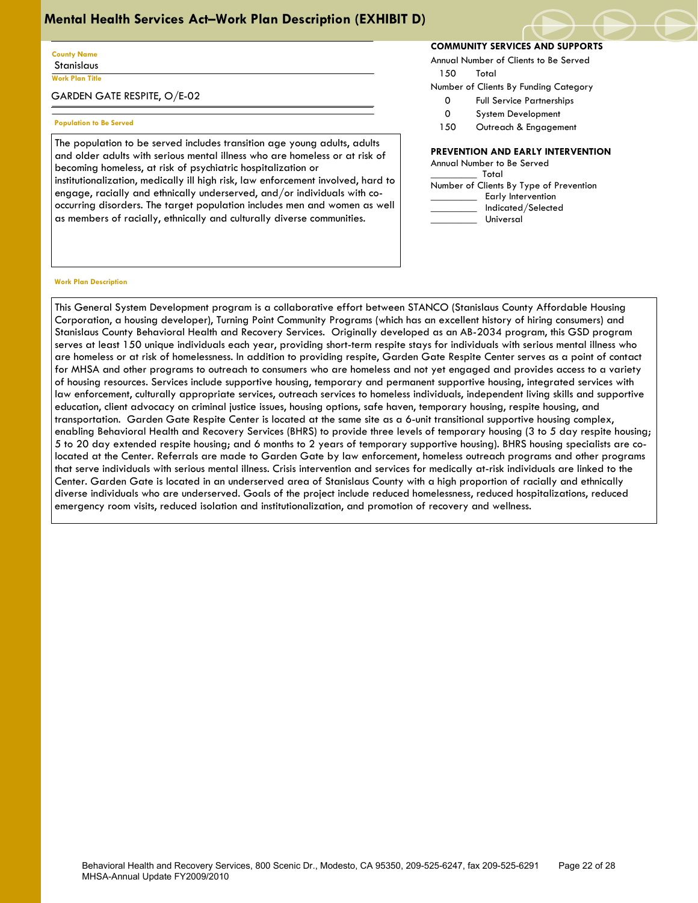# Mental Health Services Act–Work Plan Description (EXHIBIT D)

**County Name**
Stanislaus

**Work Plan Title**
GARDEN GATE RESPITE, O/E-02

**Population to Be Served**

The population to be served includes transition age young adults, adults and older adults with serious mental illness who are homeless or at risk of becoming homeless, at risk of psychiatric hospitalization or institutionalization, medically ill high risk, law enforcement involved, hard to engage, racially and ethnically underserved, and/or individuals with co-occurring disorders. The target population includes men and women as well as members of racially, ethnically and culturally diverse communities.

**COMMUNITY SERVICES AND SUPPORTS**

Annual Number of Clients to Be Served

150 Total

Number of Clients By Funding Category

0 Full Service Partnerships

0 System Development

150 Outreach & Engagement

**PREVENTION AND EARLY INTERVENTION**

Annual Number to Be Served

_________ Total

Number of Clients By Type of Prevention

_________ Early Intervention

_________ Indicated/Selected

_________ Universal

**Work Plan Description**

This General System Development program is a collaborative effort between STANCO (Stanislaus County Affordable Housing Corporation, a housing developer), Turning Point Community Programs (which has an excellent history of hiring consumers) and Stanislaus County Behavioral Health and Recovery Services. Originally developed as an AB-2034 program, this GSD program serves at least 150 unique individuals each year, providing short-term respite stays for individuals with serious mental illness who are homeless or at risk of homelessness. In addition to providing respite, Garden Gate Respite Center serves as a point of contact for MHSA and other programs to outreach to consumers who are homeless and not yet engaged and provides access to a variety of housing resources. Services include supportive housing, temporary and permanent supportive housing, integrated services with law enforcement, culturally appropriate services, outreach services to homeless individuals, independent living skills and supportive education, client advocacy on criminal justice issues, housing options, safe haven, temporary housing, respite housing, and transportation. Garden Gate Respite Center is located at the same site as a 6-unit transitional supportive housing complex, enabling Behavioral Health and Recovery Services (BHRS) to provide three levels of temporary housing (3 to 5 day respite housing; 5 to 20 day extended respite housing; and 6 months to 2 years of temporary supportive housing). BHRS housing specialists are co-located at the Center. Referrals are made to Garden Gate by law enforcement, homeless outreach programs and other programs that serve individuals with serious mental illness. Crisis intervention and services for medically at-risk individuals are linked to the Center. Garden Gate is located in an underserved area of Stanislaus County with a high proportion of racially and ethnically diverse individuals who are underserved. Goals of the project include reduced homelessness, reduced hospitalizations, reduced emergency room visits, reduced isolation and institutionalization, and promotion of recovery and wellness.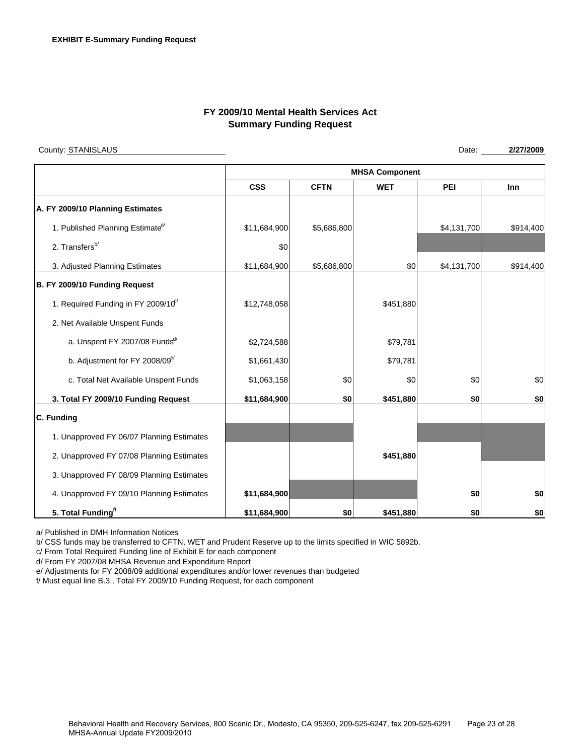**EXHIBIT E-Summary Funding Request**

## FY 2009/10 Mental Health Services Act
## Summary Funding Request

County: STANISLAUS Date: **2/27/2009**

| | MHSA Component | | | | |
|---|---|---|---|---|---|
| | **CSS** | **CFTN** | **WET** | **PEI** | **Inn** |
| **A. FY 2009/10 Planning Estimates** | | | | | |
| 1. Published Planning Estimate[a/] | $11,684,900 | $5,686,800 | | $4,131,700 | $914,400 |
| 2. Transfers[b/] | $0 | | | | |
| 3. Adjusted Planning Estimates | $11,684,900 | $5,686,800 | $0 | $4,131,700 | $914,400 |
| **B. FY 2009/10 Funding Request** | | | | | |
| 1. Required Funding in FY 2009/10[c/] | $12,748,058 | | $451,880 | | |
| 2. Net Available Unspent Funds | | | | | |
| a. Unspent FY 2007/08 Funds[d/] | $2,724,588 | | $79,781 | | |
| b. Adjustment for FY 2008/09[e/] | $1,661,430 | | $79,781 | | |
| c. Total Net Available Unspent Funds | $1,063,158 | $0 | $0 | $0 | $0 |
| **3. Total FY 2009/10 Funding Request** | **$11,684,900** | **$0** | **$451,880** | **$0** | **$0** |
| **C. Funding** | | | | | |
| 1. Unapproved FY 06/07 Planning Estimates | | | | | |
| 2. Unapproved FY 07/08 Planning Estimates | | | **$451,880** | | |
| 3. Unapproved FY 08/09 Planning Estimates | | | | | |
| 4. Unapproved FY 09/10 Planning Estimates | **$11,684,900** | | | **$0** | **$0** |
| **5. Total Funding[f/]** | **$11,684,900** | **$0** | **$451,880** | **$0** | **$0** |

a/ Published in DMH Information Notices

b/ CSS funds may be transferred to CFTN, WET and Prudent Reserve up to the limits specified in WIC 5892b.

c/ From Total Required Funding line of Exhibit E for each component

d/ From FY 2007/08 MHSA Revenue and Expenditure Report

e/ Adjustments for FY 2008/09 additional expenditures and/or lower revenues than budgeted

f/ Must equal line B.3., Total FY 2009/10 Funding Request, for each component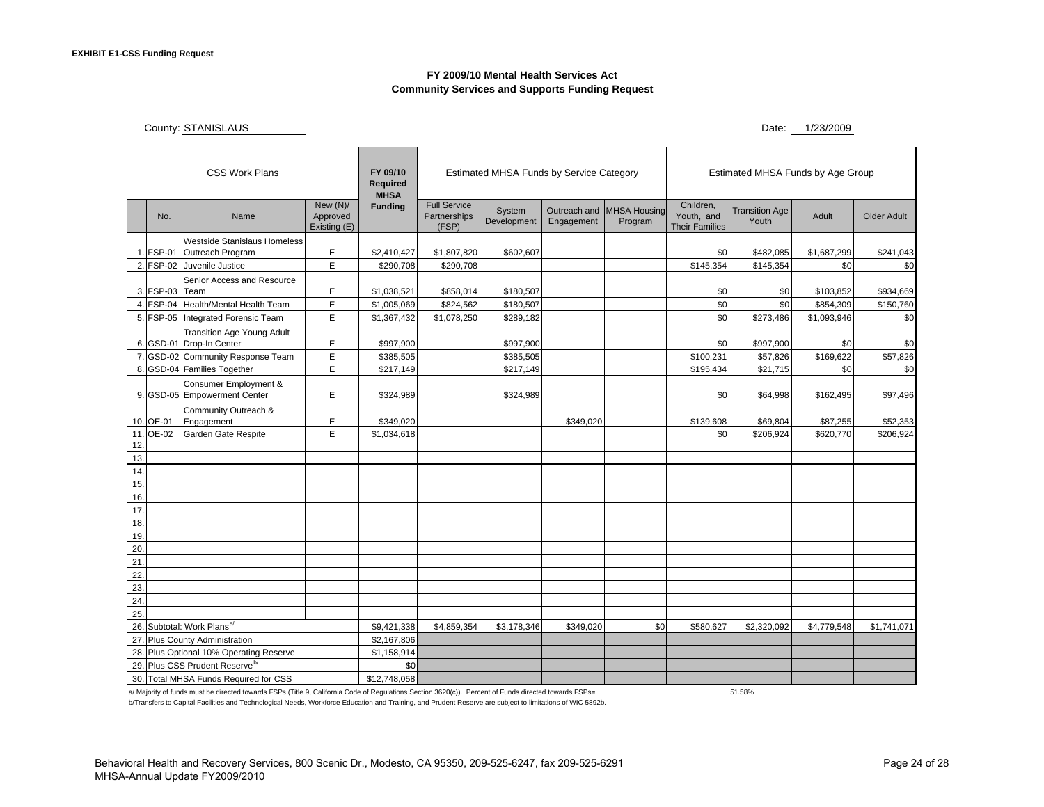**EXHIBIT E1-CSS Funding Request**

**FY 2009/10 Mental Health Services Act**
**Community Services and Supports Funding Request**

County: STANISLAUS

Date: 1/23/2009

| | CSS Work Plans | | | FY 09/10 Required MHSA Funding | Estimated MHSA Funds by Service Category | | | | Estimated MHSA Funds by Age Group | | | |
|---|---|---|---|---|---|---|---|---|---|---|---|---|
| | No. | Name | New (N)/ Approved Existing (E) | | Full Service Partnerships (FSP) | System Development | Outreach and Engagement | MHSA Housing Program | Children, Youth, and Their Families | Transition Age Youth | Adult | Older Adult |
| 1. | FSP-01 | Westside Stanislaus Homeless Outreach Program | E | $2,410,427 | $1,807,820 | $602,607 | | | $0 | $482,085 | $1,687,299 | $241,043 |
| 2. | FSP-02 | Juvenile Justice | E | $290,708 | $290,708 | | | | $145,354 | $145,354 | $0 | $0 |
| 3. | FSP-03 | Senior Access and Resource Team | E | $1,038,521 | $858,014 | $180,507 | | | $0 | $0 | $103,852 | $934,669 |
| 4. | FSP-04 | Health/Mental Health Team | E | $1,005,069 | $824,562 | $180,507 | | | $0 | $0 | $854,309 | $150,760 |
| 5. | FSP-05 | Integrated Forensic Team | E | $1,367,432 | $1,078,250 | $289,182 | | | $0 | $273,486 | $1,093,946 | $0 |
| 6. | GSD-01 | Transition Age Young Adult Drop-In Center | E | $997,900 | | $997,900 | | | $0 | $997,900 | $0 | $0 |
| 7. | GSD-02 | Community Response Team | E | $385,505 | | $385,505 | | | $100,231 | $57,826 | $169,622 | $57,826 |
| 8. | GSD-04 | Families Together | E | $217,149 | | $217,149 | | | $195,434 | $21,715 | $0 | $0 |
| 9. | GSD-05 | Consumer Employment & Empowerment Center | E | $324,989 | | $324,989 | | | $0 | $64,998 | $162,495 | $97,496 |
| 10. | OE-01 | Community Outreach & Engagement | E | $349,020 | | | $349,020 | | $139,608 | $69,804 | $87,255 | $52,353 |
| 11. | OE-02 | Garden Gate Respite | E | $1,034,618 | | | | | $0 | $206,924 | $620,770 | $206,924 |
| 12. | | | | | | | | | | | | |
| 13. | | | | | | | | | | | | |
| 14. | | | | | | | | | | | | |
| 15. | | | | | | | | | | | | |
| 16. | | | | | | | | | | | | |
| 17. | | | | | | | | | | | | |
| 18. | | | | | | | | | | | | |
| 19. | | | | | | | | | | | | |
| 20. | | | | | | | | | | | | |
| 21. | | | | | | | | | | | | |
| 22. | | | | | | | | | | | | |
| 23. | | | | | | | | | | | | |
| 24. | | | | | | | | | | | | |
| 25. | | | | | | | | | | | | |
| 26. | Subtotal: Work Plans[a] | | | $9,421,338 | $4,859,354 | $3,178,346 | $349,020 | $0 | $580,627 | $2,320,092 | $4,779,548 | $1,741,071 |
| 27. | Plus County Administration | | | $2,167,806 | | | | | | | | |
| 28. | Plus Optional 10% Operating Reserve | | | $1,158,914 | | | | | | | | |
| 29. | Plus CSS Prudent Reserve[b] | | | $0 | | | | | | | | |
| 30. | Total MHSA Funds Required for CSS | | | $12,748,058 | | | | | | | | |

a/ Majority of funds must be directed towards FSPs (Title 9, California Code of Regulations Section 3620(c)). Percent of Funds directed towards FSPs= 51.58%

b/Transfers to Capital Facilities and Technological Needs, Workforce Education and Training, and Prudent Reserve are subject to limitations of WIC 5892b.

Behavioral Health and Recovery Services, 800 Scenic Dr., Modesto, CA 95350, 209-525-6247, fax 209-525-6291
MHSA-Annual Update FY2009/2010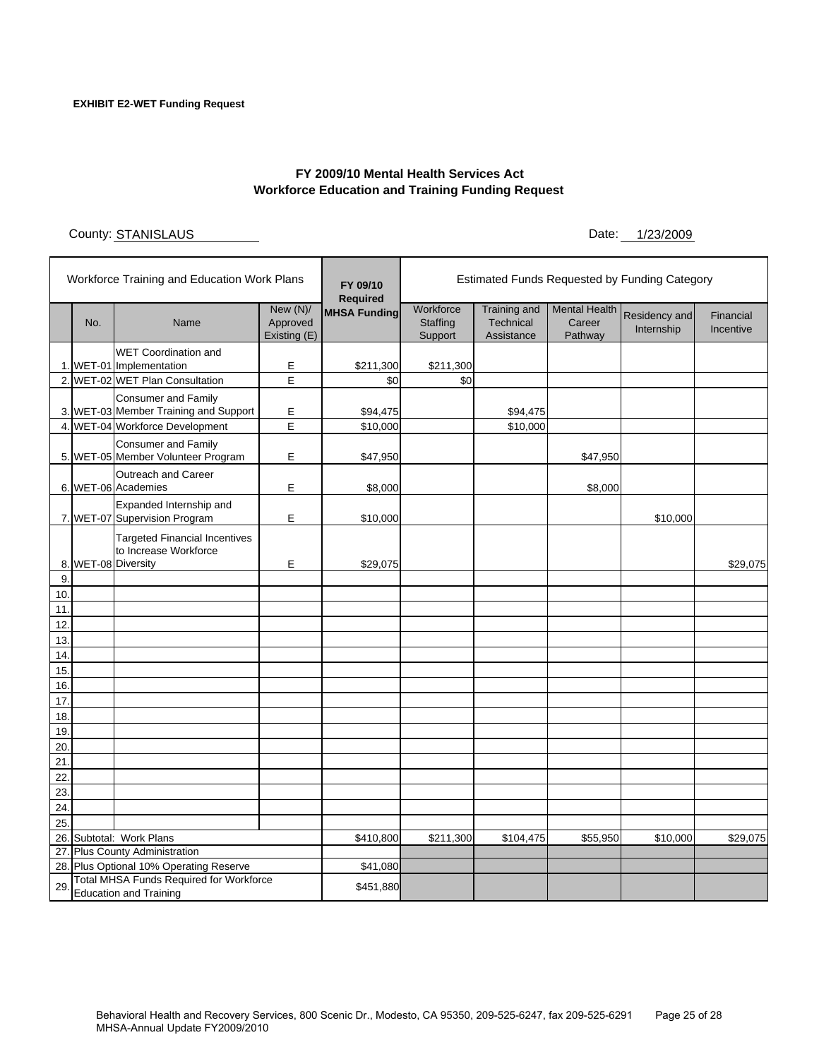**EXHIBIT E2-WET Funding Request**

## FY 2009/10 Mental Health Services Act
## Workforce Education and Training Funding Request

County: STANISLAUS Date: 1/23/2009

| | Workforce Training and Education Work Plans | | | FY 09/10 Required MHSA Funding | Estimated Funds Requested by Funding Category | | | | |
|---|---|---|---|---|---|---|---|---|---|
| | No. | Name | New (N)/ Approved Existing (E) | | Workforce Staffing Support | Training and Technical Assistance | Mental Health Career Pathway | Residency and Internship | Financial Incentive |
| 1. | WET-01 | WET Coordination and Implementation | E | $211,300 | $211,300 | | | | |
| 2. | WET-02 | WET Plan Consultation | E | $0 | $0 | | | | |
| 3. | WET-03 | Consumer and Family Member Training and Support | E | $94,475 | | $94,475 | | | |
| 4. | WET-04 | Workforce Development | E | $10,000 | | $10,000 | | | |
| 5. | WET-05 | Consumer and Family Member Volunteer Program | E | $47,950 | | | $47,950 | | |
| 6. | WET-06 | Outreach and Career Academies | E | $8,000 | | | $8,000 | | |
| 7. | WET-07 | Expanded Internship and Supervision Program | E | $10,000 | | | | $10,000 | |
| 8. | WET-08 | Targeted Financial Incentives to Increase Workforce Diversity | E | $29,075 | | | | | $29,075 |
| 9. | | | | | | | | | |
| 10. | | | | | | | | | |
| 11. | | | | | | | | | |
| 12. | | | | | | | | | |
| 13. | | | | | | | | | |
| 14. | | | | | | | | | |
| 15. | | | | | | | | | |
| 16. | | | | | | | | | |
| 17. | | | | | | | | | |
| 18. | | | | | | | | | |
| 19. | | | | | | | | | |
| 20. | | | | | | | | | |
| 21. | | | | | | | | | |
| 22. | | | | | | | | | |
| 23. | | | | | | | | | |
| 24. | | | | | | | | | |
| 25. | | | | | | | | | |
| 26. | Subtotal: Work Plans | | | $410,800 | $211,300 | $104,475 | $55,950 | $10,000 | $29,075 |
| 27. | Plus County Administration | | | | | | | | |
| 28. | Plus Optional 10% Operating Reserve | | | $41,080 | | | | | |
| 29. | Total MHSA Funds Required for Workforce Education and Training | | | $451,880 | | | | | |

Behavioral Health and Recovery Services, 800 Scenic Dr., Modesto, CA 95350, 209-525-6247, fax 209-525-6291
MHSA-Annual Update FY2009/2010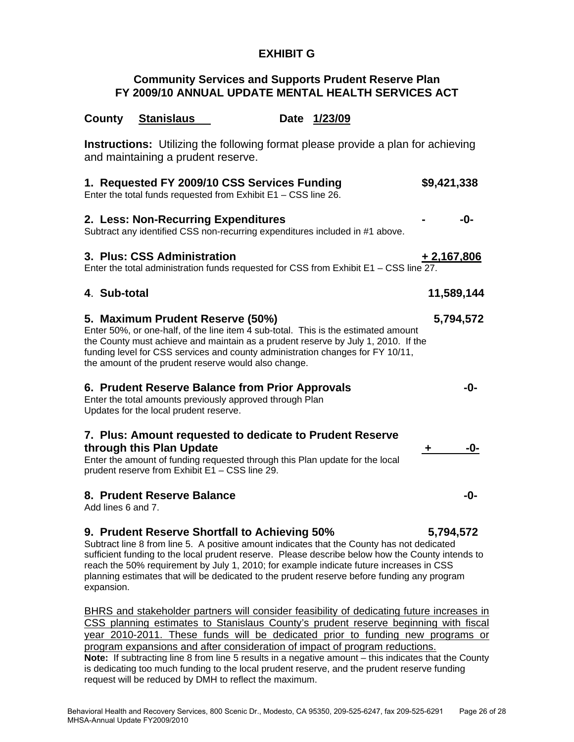# EXHIBIT G

## Community Services and Supports Prudent Reserve Plan
## FY 2009/10 ANNUAL UPDATE MENTAL HEALTH SERVICES ACT

**County** Stanislaus **Date** 1/23/09

**Instructions:** Utilizing the following format please provide a plan for achieving and maintaining a prudent reserve.

**1. Requested FY 2009/10 CSS Services Funding** **$9,421,338**
Enter the total funds requested from Exhibit E1 – CSS line 26.

**2. Less: Non-Recurring Expenditures** **- -0-**
Subtract any identified CSS non-recurring expenditures included in #1 above.

**3. Plus: CSS Administration** **+ 2,167,806**
Enter the total administration funds requested for CSS from Exhibit E1 – CSS line 27.

**4. Sub-total** **11,589,144**

**5. Maximum Prudent Reserve (50%)** **5,794,572**
Enter 50%, or one-half, of the line item 4 sub-total. This is the estimated amount the County must achieve and maintain as a prudent reserve by July 1, 2010. If the funding level for CSS services and county administration changes for FY 10/11, the amount of the prudent reserve would also change.

**6. Prudent Reserve Balance from Prior Approvals** **-0-**
Enter the total amounts previously approved through Plan Updates for the local prudent reserve.

**7. Plus: Amount requested to dedicate to Prudent Reserve through this Plan Update** **+ -0-**
Enter the amount of funding requested through this Plan update for the local prudent reserve from Exhibit E1 – CSS line 29.

**8. Prudent Reserve Balance** **-0-**
Add lines 6 and 7.

**9. Prudent Reserve Shortfall to Achieving 50%** **5,794,572**
Subtract line 8 from line 5. A positive amount indicates that the County has not dedicated sufficient funding to the local prudent reserve. Please describe below how the County intends to reach the 50% requirement by July 1, 2010; for example indicate future increases in CSS planning estimates that will be dedicated to the prudent reserve before funding any program expansion.

BHRS and stakeholder partners will consider feasibility of dedicating future increases in CSS planning estimates to Stanislaus County's prudent reserve beginning with fiscal year 2010-2011. These funds will be dedicated prior to funding new programs or program expansions and after consideration of impact of program reductions.

**Note:** If subtracting line 8 from line 5 results in a negative amount – this indicates that the County is dedicating too much funding to the local prudent reserve, and the prudent reserve funding request will be reduced by DMH to reflect the maximum.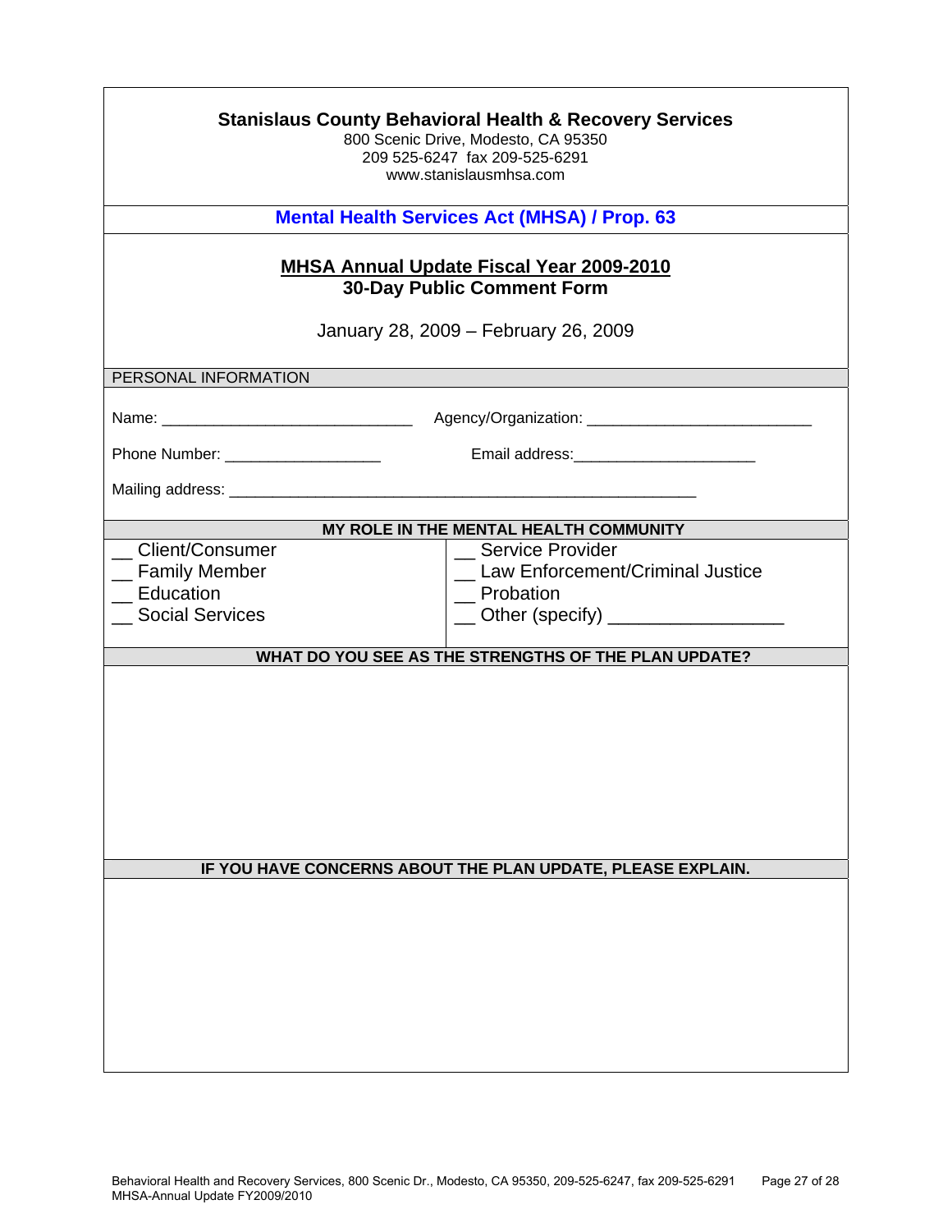**Stanislaus County Behavioral Health & Recovery Services**
800 Scenic Drive, Modesto, CA 95350
209 525-6247 fax 209-525-6291
www.stanislausmhsa.com

**Mental Health Services Act (MHSA) / Prop. 63**

**MHSA Annual Update Fiscal Year 2009-2010**
**30-Day Public Comment Form**

January 28, 2009 – February 26, 2009

PERSONAL INFORMATION

Name: _____________________________ Agency/Organization: __________________________

Phone Number: __________________ Email address:_____________________

Mailing address: _______________________________________________________

**MY ROLE IN THE MENTAL HEALTH COMMUNITY**

| | |
|---|---|
| __ Client/Consumer | __ Service Provider |
| __ Family Member | __ Law Enforcement/Criminal Justice |
| __ Education | __ Probation |
| __ Social Services | __ Other (specify) _________________ |

**WHAT DO YOU SEE AS THE STRENGTHS OF THE PLAN UPDATE?**

**IF YOU HAVE CONCERNS ABOUT THE PLAN UPDATE, PLEASE EXPLAIN.**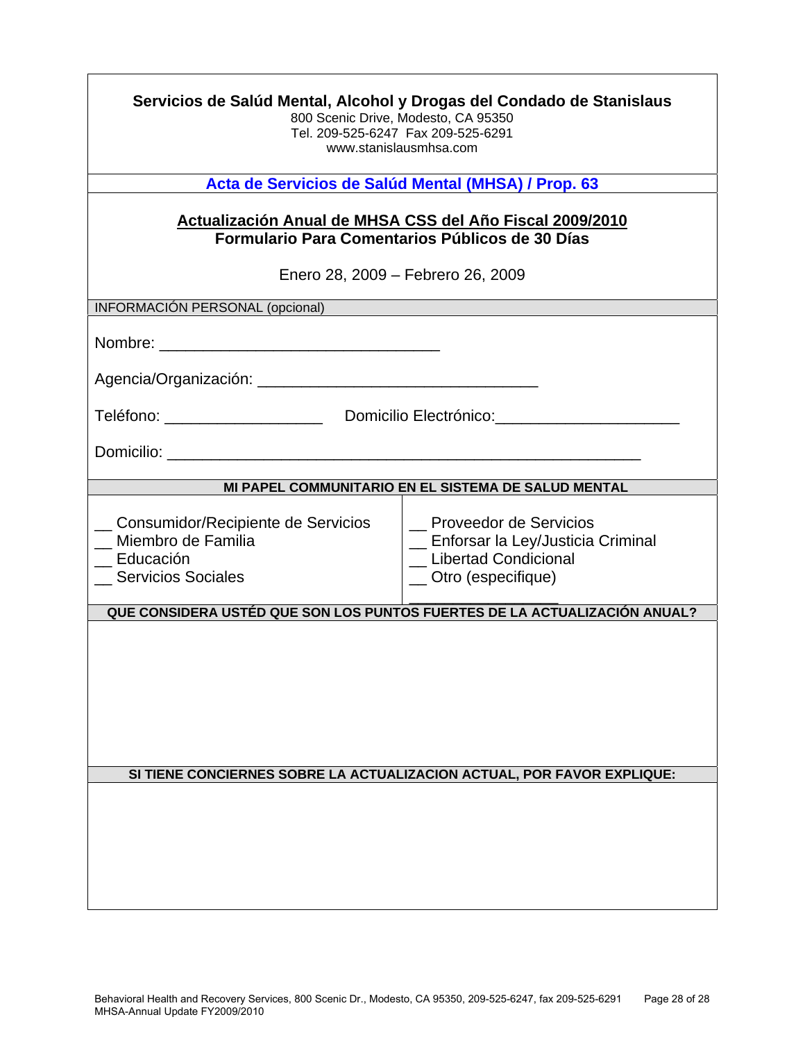**Servicios de Salúd Mental, Alcohol y Drogas del Condado de Stanislaus**
800 Scenic Drive, Modesto, CA 95350
Tel. 209-525-6247 Fax 209-525-6291
www.stanislausmhsa.com

**Acta de Servicios de Salúd Mental (MHSA) / Prop. 63**

## Actualización Anual de MHSA CSS del Año Fiscal 2009/2010
## Formulario Para Comentarios Públicos de 30 Días

Enero 28, 2009 – Febrero 26, 2009

INFORMACIÓN PERSONAL (opcional)

Nombre: ________________________________

Agencia/Organización: ________________________________

Teléfono: __________________ Domicilio Electrónico:_____________________

Domicilio: ______________________________________________________

**MI PAPEL COMMUNITARIO EN EL SISTEMA DE SALUD MENTAL**

| | |
|---|---|
| __ Consumidor/Recipiente de Servicios | __ Proveedor de Servicios |
| __ Miembro de Familia | __ Enforsar la Ley/Justicia Criminal |
| __ Educación | __ Libertad Condicional |
| __ Servicios Sociales | __ Otro (especifique) _________________ |

**QUE CONSIDERA USTÉD QUE SON LOS PUNTOS FUERTES DE LA ACTUALIZACIÓN ANUAL?**

**SI TIENE CONCIERNES SOBRE LA ACTUALIZACION ACTUAL, POR FAVOR EXPLIQUE:**